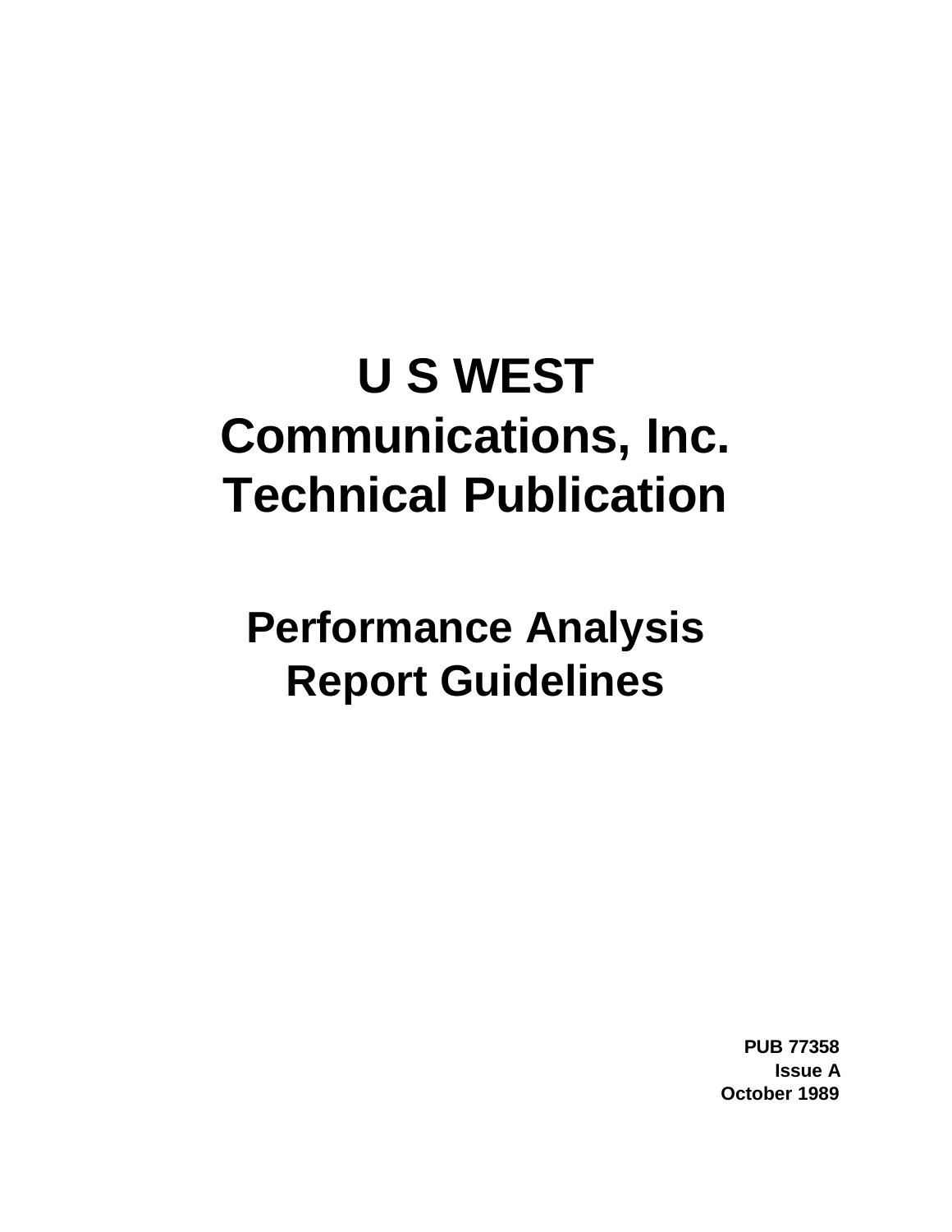# U S WEST Communications, Inc. Technical Publication

## Performance Analysis Report Guidelines

**PUB 77358**
**Issue A**
**October 1989**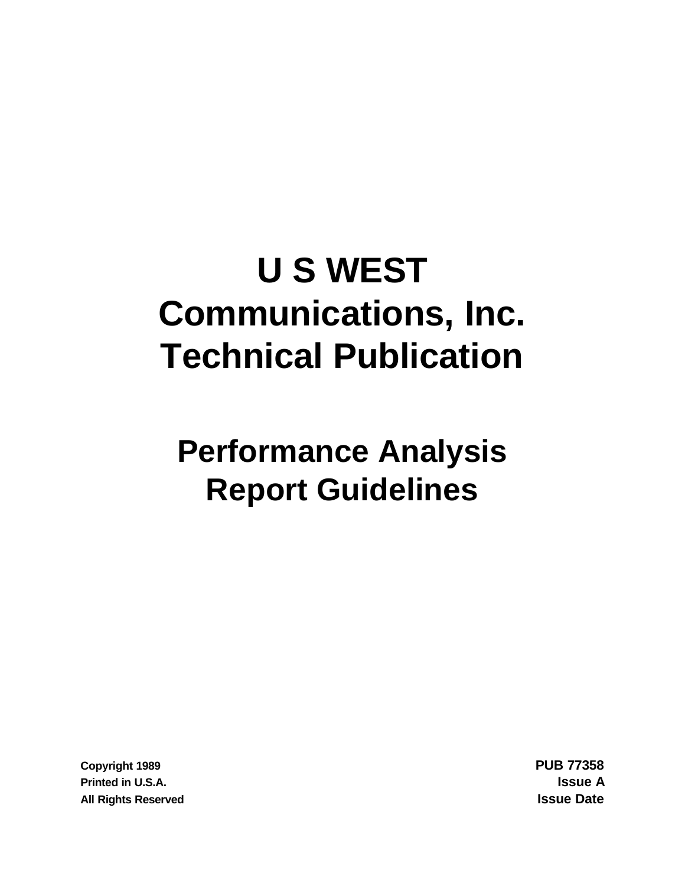# U S WEST Communications, Inc. Technical Publication

## Performance Analysis Report Guidelines

Copyright 1989
Printed in U.S.A.
All Rights Reserved

PUB 77358
Issue A
Issue Date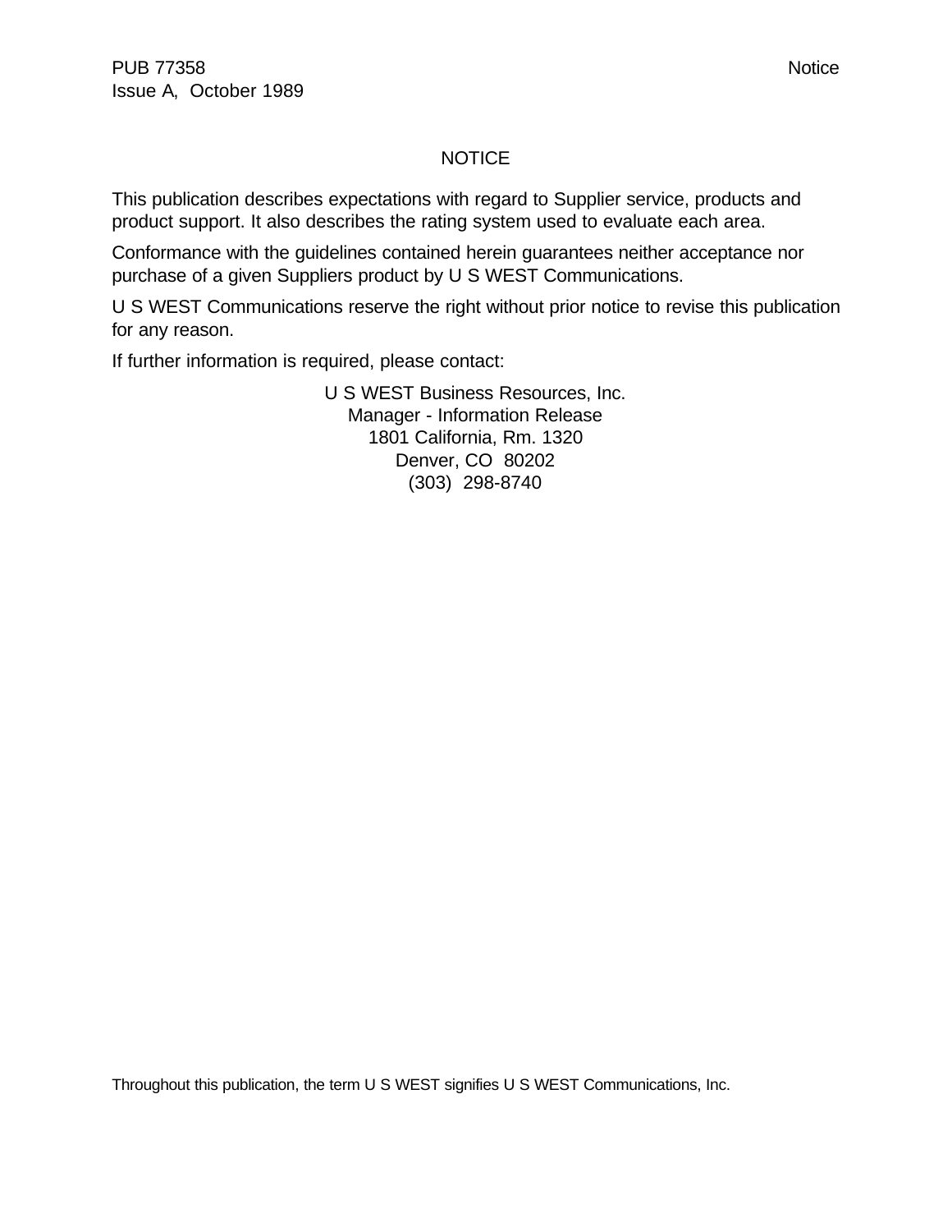# NOTICE

This publication describes expectations with regard to Supplier service, products and product support. It also describes the rating system used to evaluate each area.

Conformance with the guidelines contained herein guarantees neither acceptance nor purchase of a given Suppliers product by U S WEST Communications.

U S WEST Communications reserve the right without prior notice to revise this publication for any reason.

If further information is required, please contact:

U S WEST Business Resources, Inc.
Manager - Information Release
1801 California, Rm. 1320
Denver, CO 80202
(303) 298-8740

Throughout this publication, the term U S WEST signifies U S WEST Communications, Inc.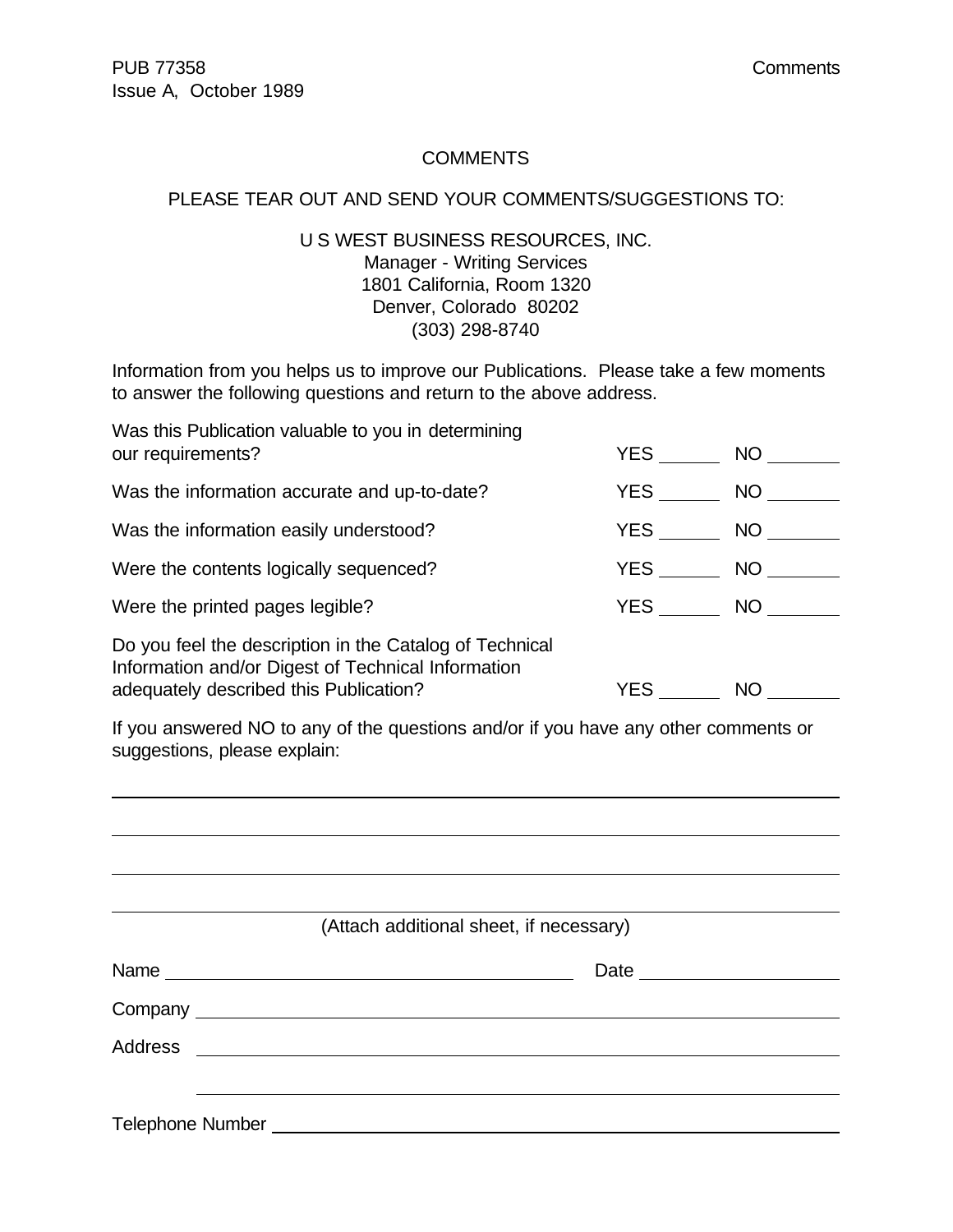# COMMENTS

PLEASE TEAR OUT AND SEND YOUR COMMENTS/SUGGESTIONS TO:

U S WEST BUSINESS RESOURCES, INC.
Manager - Writing Services
1801 California, Room 1320
Denver, Colorado 80202
(303) 298-8740

Information from you helps us to improve our Publications. Please take a few moments to answer the following questions and return to the above address.

| | | |
|---|---|---|
| Was this Publication valuable to you in determining our requirements? | YES ______ | NO _______ |
| Was the information accurate and up-to-date? | YES ______ | NO _______ |
| Was the information easily understood? | YES ______ | NO _______ |
| Were the contents logically sequenced? | YES ______ | NO _______ |
| Were the printed pages legible? | YES ______ | NO _______ |
| Do you feel the description in the Catalog of Technical Information and/or Digest of Technical Information adequately described this Publication? | YES ______ | NO _______ |

If you answered NO to any of the questions and/or if you have any other comments or suggestions, please explain:

_______________________________________________________________________________

_______________________________________________________________________________

_______________________________________________________________________________

_______________________________________________________________________________

(Attach additional sheet, if necessary)

Name ________________________________________ Date ____________________

Company ______________________________________________________________

Address ______________________________________________________________

_____________________________________________________________________

Telephone Number ______________________________________________________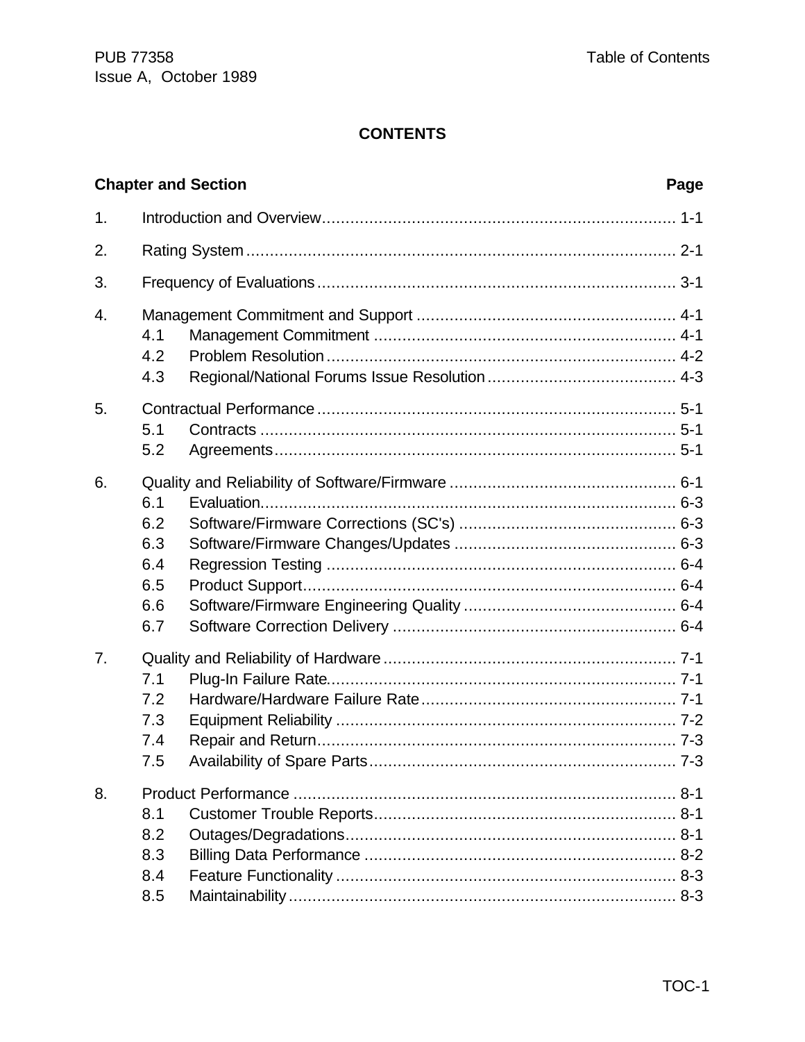# CONTENTS

| Chapter and Section | | Page |
|---|---|---|
| 1. | Introduction and Overview | 1-1 |
| 2. | Rating System | 2-1 |
| 3. | Frequency of Evaluations | 3-1 |
| 4. | Management Commitment and Support | 4-1 |
| | 4.1 Management Commitment | 4-1 |
| | 4.2 Problem Resolution | 4-2 |
| | 4.3 Regional/National Forums Issue Resolution | 4-3 |
| 5. | Contractual Performance | 5-1 |
| | 5.1 Contracts | 5-1 |
| | 5.2 Agreements | 5-1 |
| 6. | Quality and Reliability of Software/Firmware | 6-1 |
| | 6.1 Evaluation | 6-3 |
| | 6.2 Software/Firmware Corrections (SC's) | 6-3 |
| | 6.3 Software/Firmware Changes/Updates | 6-3 |
| | 6.4 Regression Testing | 6-4 |
| | 6.5 Product Support | 6-4 |
| | 6.6 Software/Firmware Engineering Quality | 6-4 |
| | 6.7 Software Correction Delivery | 6-4 |
| 7. | Quality and Reliability of Hardware | 7-1 |
| | 7.1 Plug-In Failure Rate | 7-1 |
| | 7.2 Hardware/Hardware Failure Rate | 7-1 |
| | 7.3 Equipment Reliability | 7-2 |
| | 7.4 Repair and Return | 7-3 |
| | 7.5 Availability of Spare Parts | 7-3 |
| 8. | Product Performance | 8-1 |
| | 8.1 Customer Trouble Reports | 8-1 |
| | 8.2 Outages/Degradations | 8-1 |
| | 8.3 Billing Data Performance | 8-2 |
| | 8.4 Feature Functionality | 8-3 |
| | 8.5 Maintainability | 8-3 |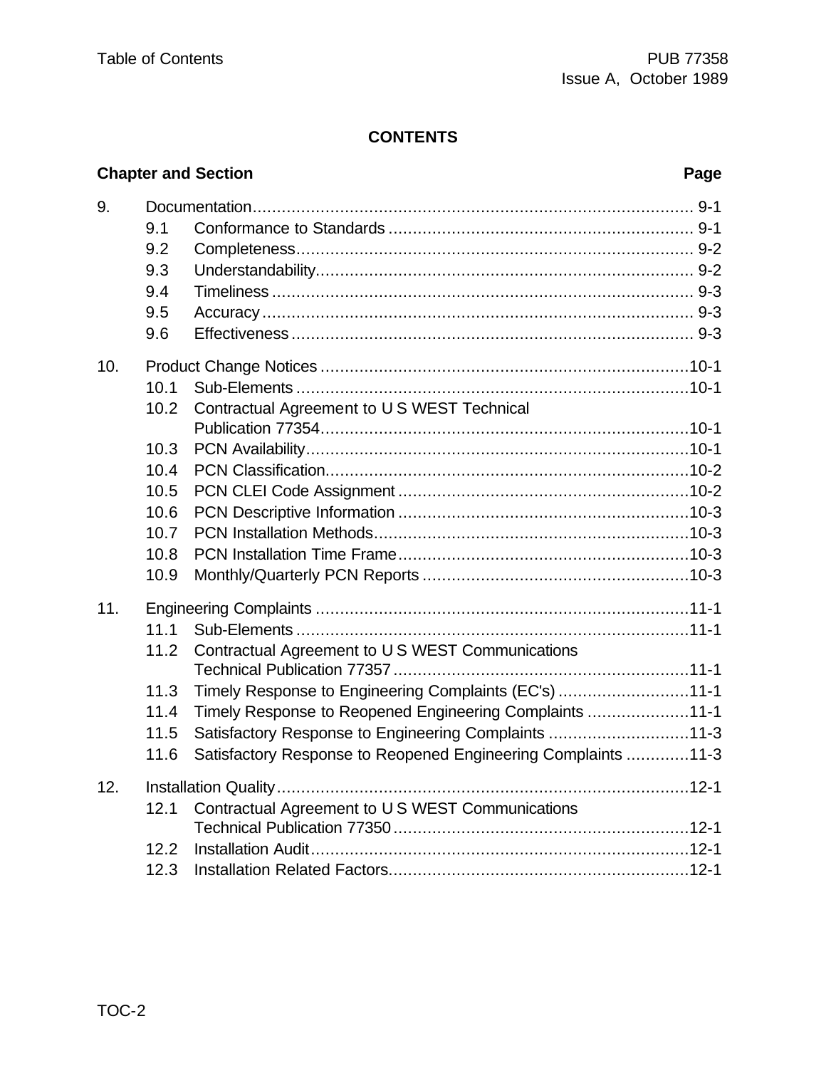## CONTENTS

| Chapter and Section | | Page |
|---|---|---|
| 9. | Documentation | 9-1 |
| 9.1 | Conformance to Standards | 9-1 |
| 9.2 | Completeness | 9-2 |
| 9.3 | Understandability | 9-2 |
| 9.4 | Timeliness | 9-3 |
| 9.5 | Accuracy | 9-3 |
| 9.6 | Effectiveness | 9-3 |
| 10. | Product Change Notices | 10-1 |
| 10.1 | Sub-Elements | 10-1 |
| 10.2 | Contractual Agreement to U S WEST Technical Publication 77354 | 10-1 |
| 10.3 | PCN Availability | 10-1 |
| 10.4 | PCN Classification | 10-2 |
| 10.5 | PCN CLEI Code Assignment | 10-2 |
| 10.6 | PCN Descriptive Information | 10-3 |
| 10.7 | PCN Installation Methods | 10-3 |
| 10.8 | PCN Installation Time Frame | 10-3 |
| 10.9 | Monthly/Quarterly PCN Reports | 10-3 |
| 11. | Engineering Complaints | 11-1 |
| 11.1 | Sub-Elements | 11-1 |
| 11.2 | Contractual Agreement to U S WEST Communications Technical Publication 77357 | 11-1 |
| 11.3 | Timely Response to Engineering Complaints (EC's) | 11-1 |
| 11.4 | Timely Response to Reopened Engineering Complaints | 11-1 |
| 11.5 | Satisfactory Response to Engineering Complaints | 11-3 |
| 11.6 | Satisfactory Response to Reopened Engineering Complaints | 11-3 |
| 12. | Installation Quality | 12-1 |
| 12.1 | Contractual Agreement to U S WEST Communications Technical Publication 77350 | 12-1 |
| 12.2 | Installation Audit | 12-1 |
| 12.3 | Installation Related Factors | 12-1 |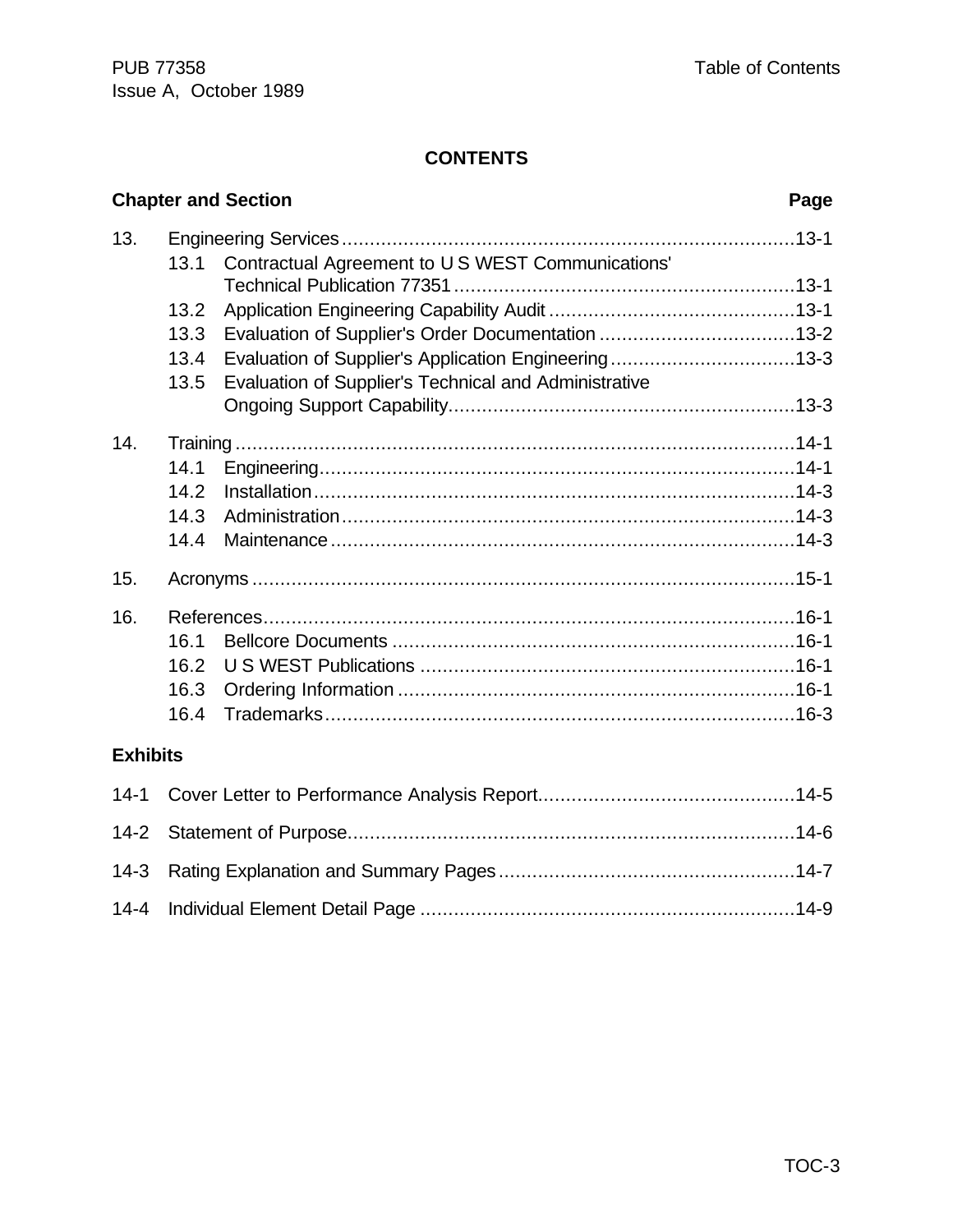# CONTENTS

| Chapter and Section | | Page |
|---|---|---|
| 13. | Engineering Services | 13-1 |
| | 13.1 Contractual Agreement to U S WEST Communications' Technical Publication 77351 | 13-1 |
| | 13.2 Application Engineering Capability Audit | 13-1 |
| | 13.3 Evaluation of Supplier's Order Documentation | 13-2 |
| | 13.4 Evaluation of Supplier's Application Engineering | 13-3 |
| | 13.5 Evaluation of Supplier's Technical and Administrative Ongoing Support Capability | 13-3 |
| 14. | Training | 14-1 |
| | 14.1 Engineering | 14-1 |
| | 14.2 Installation | 14-3 |
| | 14.3 Administration | 14-3 |
| | 14.4 Maintenance | 14-3 |
| 15. | Acronyms | 15-1 |
| 16. | References | 16-1 |
| | 16.1 Bellcore Documents | 16-1 |
| | 16.2 U S WEST Publications | 16-1 |
| | 16.3 Ordering Information | 16-1 |
| | 16.4 Trademarks | 16-3 |

**Exhibits**

| | | |
|---|---|---|
| 14-1 | Cover Letter to Performance Analysis Report | 14-5 |
| 14-2 | Statement of Purpose | 14-6 |
| 14-3 | Rating Explanation and Summary Pages | 14-7 |
| 14-4 | Individual Element Detail Page | 14-9 |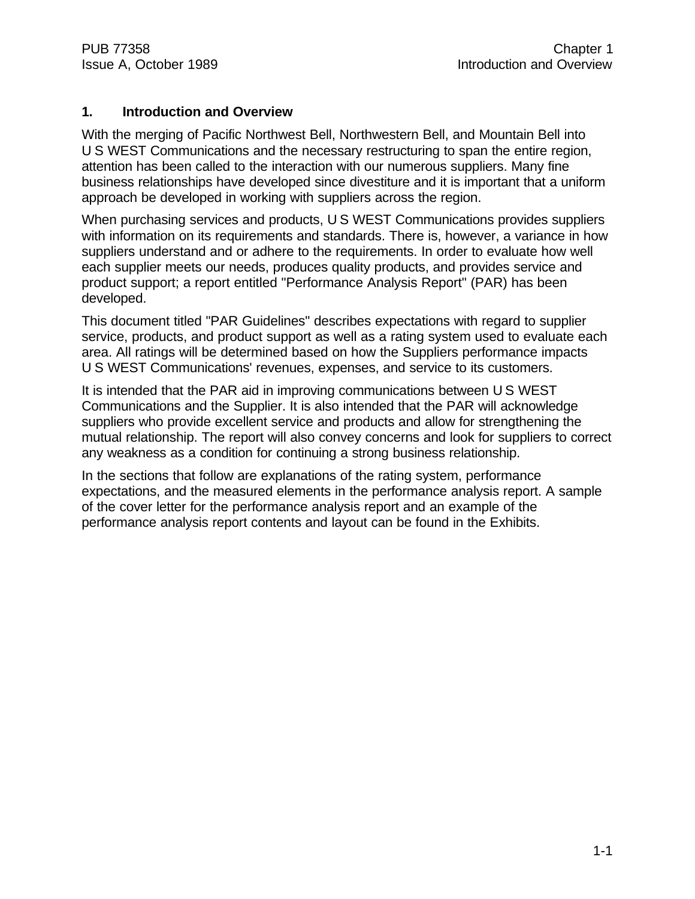# 1. Introduction and Overview

With the merging of Pacific Northwest Bell, Northwestern Bell, and Mountain Bell into U S WEST Communications and the necessary restructuring to span the entire region, attention has been called to the interaction with our numerous suppliers. Many fine business relationships have developed since divestiture and it is important that a uniform approach be developed in working with suppliers across the region.

When purchasing services and products, U S WEST Communications provides suppliers with information on its requirements and standards. There is, however, a variance in how suppliers understand and or adhere to the requirements. In order to evaluate how well each supplier meets our needs, produces quality products, and provides service and product support; a report entitled "Performance Analysis Report" (PAR) has been developed.

This document titled "PAR Guidelines" describes expectations with regard to supplier service, products, and product support as well as a rating system used to evaluate each area. All ratings will be determined based on how the Suppliers performance impacts U S WEST Communications' revenues, expenses, and service to its customers.

It is intended that the PAR aid in improving communications between U S WEST Communications and the Supplier. It is also intended that the PAR will acknowledge suppliers who provide excellent service and products and allow for strengthening the mutual relationship. The report will also convey concerns and look for suppliers to correct any weakness as a condition for continuing a strong business relationship.

In the sections that follow are explanations of the rating system, performance expectations, and the measured elements in the performance analysis report. A sample of the cover letter for the performance analysis report and an example of the performance analysis report contents and layout can be found in the Exhibits.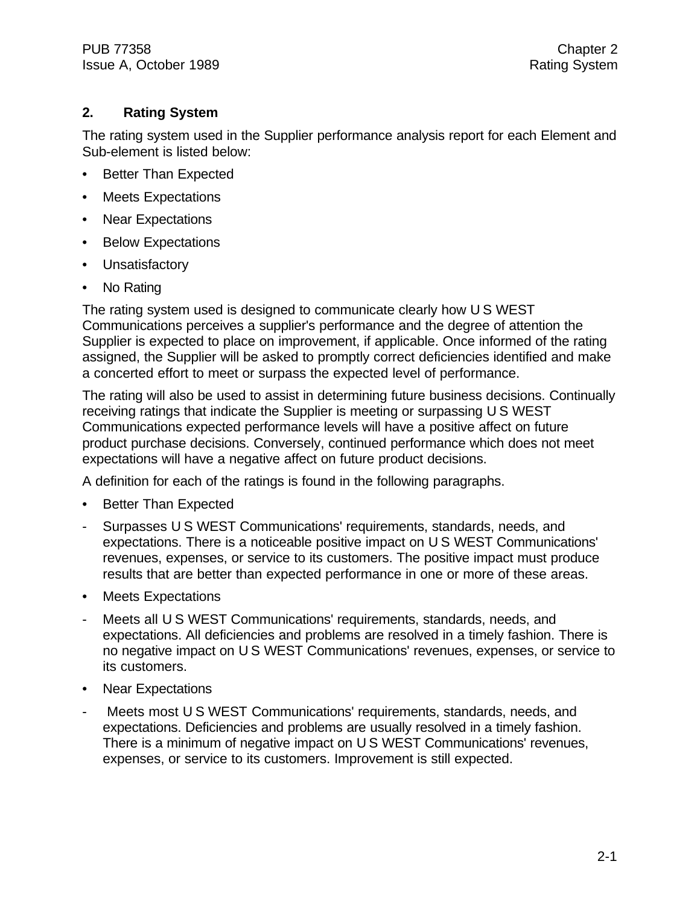## 2. Rating System

The rating system used in the Supplier performance analysis report for each Element and Sub-element is listed below:

- Better Than Expected
- Meets Expectations
- Near Expectations
- Below Expectations
- Unsatisfactory
- No Rating

The rating system used is designed to communicate clearly how U S WEST Communications perceives a supplier's performance and the degree of attention the Supplier is expected to place on improvement, if applicable. Once informed of the rating assigned, the Supplier will be asked to promptly correct deficiencies identified and make a concerted effort to meet or surpass the expected level of performance.

The rating will also be used to assist in determining future business decisions. Continually receiving ratings that indicate the Supplier is meeting or surpassing U S WEST Communications expected performance levels will have a positive affect on future product purchase decisions. Conversely, continued performance which does not meet expectations will have a negative affect on future product decisions.

A definition for each of the ratings is found in the following paragraphs.

- Better Than Expected
  - Surpasses U S WEST Communications' requirements, standards, needs, and expectations. There is a noticeable positive impact on U S WEST Communications' revenues, expenses, or service to its customers. The positive impact must produce results that are better than expected performance in one or more of these areas.
- Meets Expectations
  - Meets all U S WEST Communications' requirements, standards, needs, and expectations. All deficiencies and problems are resolved in a timely fashion. There is no negative impact on U S WEST Communications' revenues, expenses, or service to its customers.
- Near Expectations
  - Meets most U S WEST Communications' requirements, standards, needs, and expectations. Deficiencies and problems are usually resolved in a timely fashion. There is a minimum of negative impact on U S WEST Communications' revenues, expenses, or service to its customers. Improvement is still expected.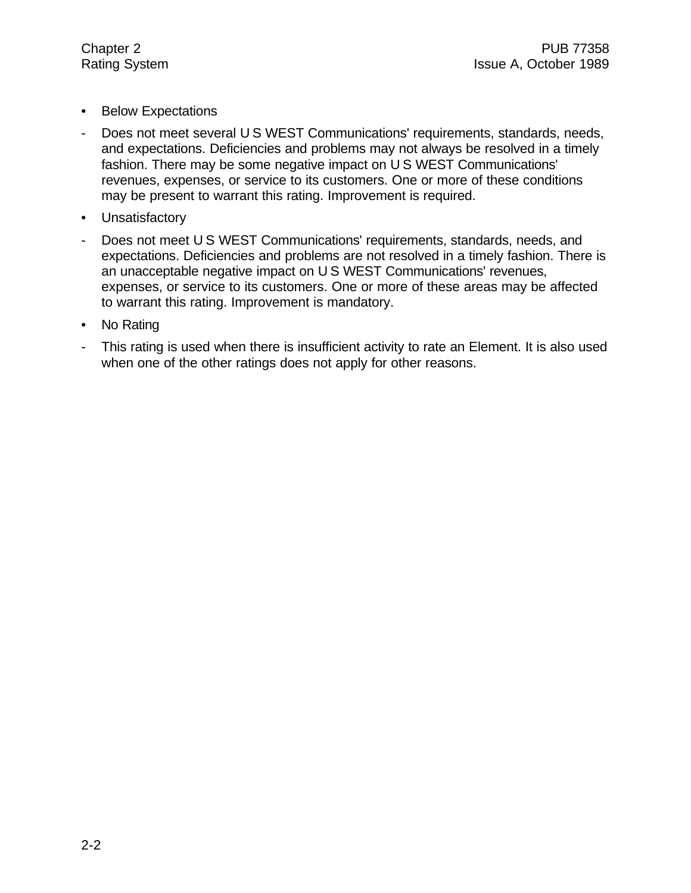- Below Expectations

- Does not meet several U S WEST Communications' requirements, standards, needs, and expectations. Deficiencies and problems may not always be resolved in a timely fashion. There may be some negative impact on U S WEST Communications' revenues, expenses, or service to its customers. One or more of these conditions may be present to warrant this rating. Improvement is required.

- Unsatisfactory

- Does not meet U S WEST Communications' requirements, standards, needs, and expectations. Deficiencies and problems are not resolved in a timely fashion. There is an unacceptable negative impact on U S WEST Communications' revenues, expenses, or service to its customers. One or more of these areas may be affected to warrant this rating. Improvement is mandatory.

- No Rating

- This rating is used when there is insufficient activity to rate an Element. It is also used when one of the other ratings does not apply for other reasons.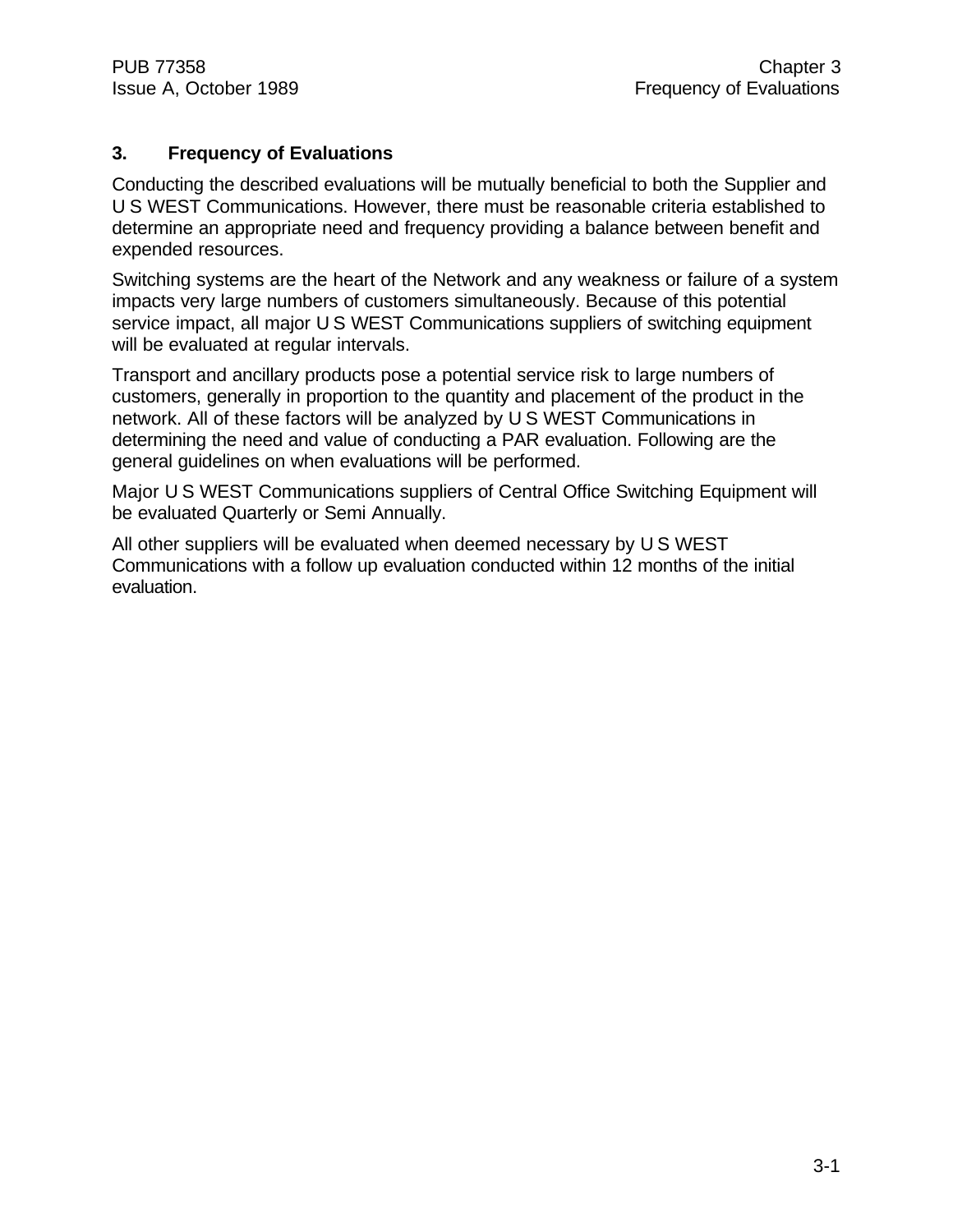# 3. Frequency of Evaluations

Conducting the described evaluations will be mutually beneficial to both the Supplier and U S WEST Communications. However, there must be reasonable criteria established to determine an appropriate need and frequency providing a balance between benefit and expended resources.

Switching systems are the heart of the Network and any weakness or failure of a system impacts very large numbers of customers simultaneously. Because of this potential service impact, all major U S WEST Communications suppliers of switching equipment will be evaluated at regular intervals.

Transport and ancillary products pose a potential service risk to large numbers of customers, generally in proportion to the quantity and placement of the product in the network. All of these factors will be analyzed by U S WEST Communications in determining the need and value of conducting a PAR evaluation. Following are the general guidelines on when evaluations will be performed.

Major U S WEST Communications suppliers of Central Office Switching Equipment will be evaluated Quarterly or Semi Annually.

All other suppliers will be evaluated when deemed necessary by U S WEST Communications with a follow up evaluation conducted within 12 months of the initial evaluation.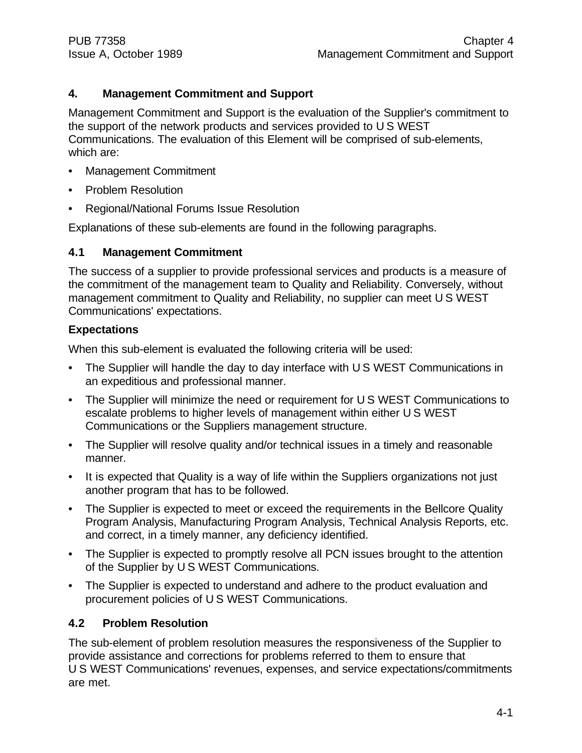# 4. Management Commitment and Support

Management Commitment and Support is the evaluation of the Supplier's commitment to the support of the network products and services provided to U S WEST Communications. The evaluation of this Element will be comprised of sub-elements, which are:

- Management Commitment
- Problem Resolution
- Regional/National Forums Issue Resolution

Explanations of these sub-elements are found in the following paragraphs.

## 4.1 Management Commitment

The success of a supplier to provide professional services and products is a measure of the commitment of the management team to Quality and Reliability. Conversely, without management commitment to Quality and Reliability, no supplier can meet U S WEST Communications' expectations.

### Expectations

When this sub-element is evaluated the following criteria will be used:

- The Supplier will handle the day to day interface with U S WEST Communications in an expeditious and professional manner.
- The Supplier will minimize the need or requirement for U S WEST Communications to escalate problems to higher levels of management within either U S WEST Communications or the Suppliers management structure.
- The Supplier will resolve quality and/or technical issues in a timely and reasonable manner.
- It is expected that Quality is a way of life within the Suppliers organizations not just another program that has to be followed.
- The Supplier is expected to meet or exceed the requirements in the Bellcore Quality Program Analysis, Manufacturing Program Analysis, Technical Analysis Reports, etc. and correct, in a timely manner, any deficiency identified.
- The Supplier is expected to promptly resolve all PCN issues brought to the attention of the Supplier by U S WEST Communications.
- The Supplier is expected to understand and adhere to the product evaluation and procurement policies of U S WEST Communications.

## 4.2 Problem Resolution

The sub-element of problem resolution measures the responsiveness of the Supplier to provide assistance and corrections for problems referred to them to ensure that U S WEST Communications' revenues, expenses, and service expectations/commitments are met.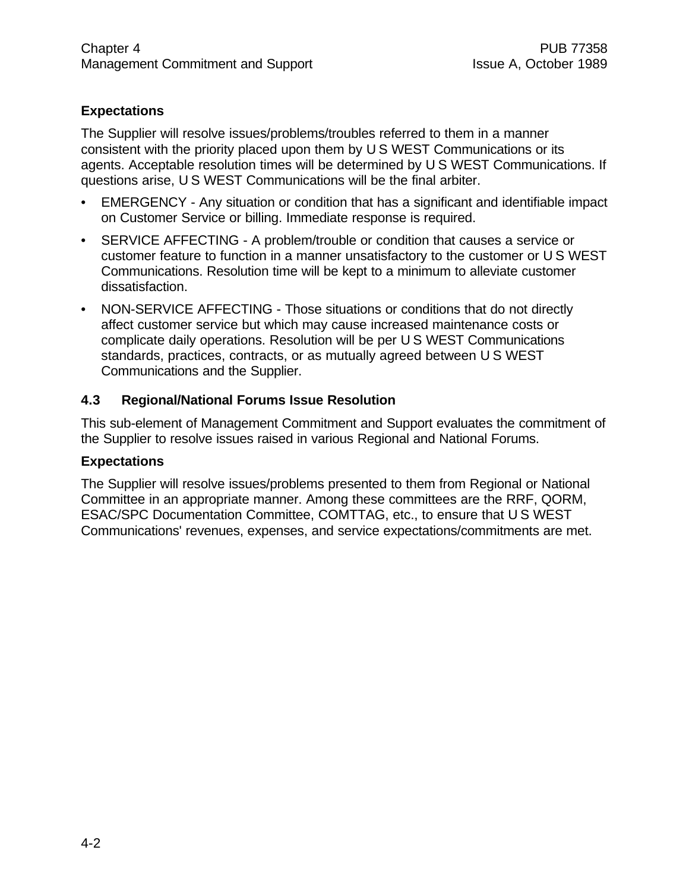**Expectations**

The Supplier will resolve issues/problems/troubles referred to them in a manner consistent with the priority placed upon them by U S WEST Communications or its agents. Acceptable resolution times will be determined by U S WEST Communications. If questions arise, U S WEST Communications will be the final arbiter.

- EMERGENCY - Any situation or condition that has a significant and identifiable impact on Customer Service or billing. Immediate response is required.
- SERVICE AFFECTING - A problem/trouble or condition that causes a service or customer feature to function in a manner unsatisfactory to the customer or U S WEST Communications. Resolution time will be kept to a minimum to alleviate customer dissatisfaction.
- NON-SERVICE AFFECTING - Those situations or conditions that do not directly affect customer service but which may cause increased maintenance costs or complicate daily operations. Resolution will be per U S WEST Communications standards, practices, contracts, or as mutually agreed between U S WEST Communications and the Supplier.

## 4.3 Regional/National Forums Issue Resolution

This sub-element of Management Commitment and Support evaluates the commitment of the Supplier to resolve issues raised in various Regional and National Forums.

**Expectations**

The Supplier will resolve issues/problems presented to them from Regional or National Committee in an appropriate manner. Among these committees are the RRF, QORM, ESAC/SPC Documentation Committee, COMTTAG, etc., to ensure that U S WEST Communications' revenues, expenses, and service expectations/commitments are met.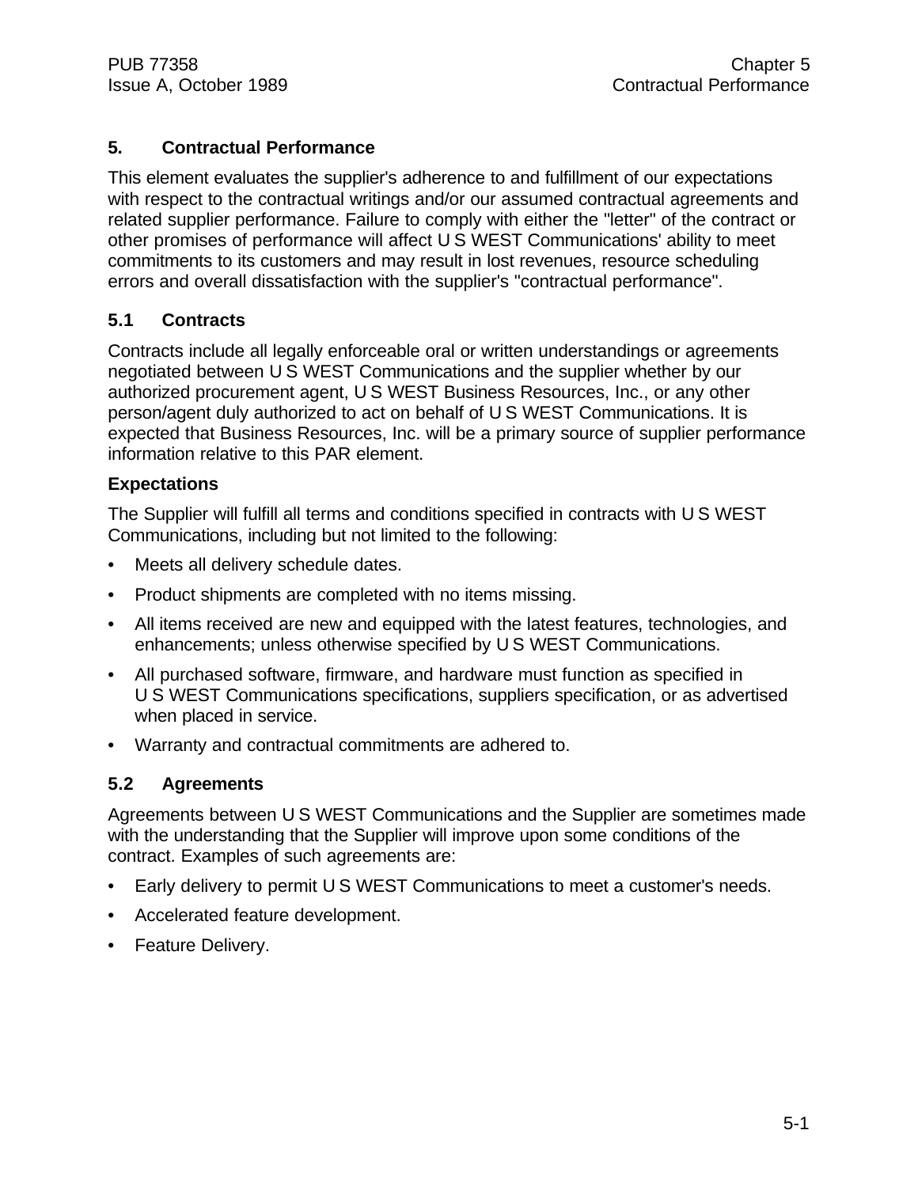## 5. Contractual Performance

This element evaluates the supplier's adherence to and fulfillment of our expectations with respect to the contractual writings and/or our assumed contractual agreements and related supplier performance. Failure to comply with either the "letter" of the contract or other promises of performance will affect U S WEST Communications' ability to meet commitments to its customers and may result in lost revenues, resource scheduling errors and overall dissatisfaction with the supplier's "contractual performance".

### 5.1 Contracts

Contracts include all legally enforceable oral or written understandings or agreements negotiated between U S WEST Communications and the supplier whether by our authorized procurement agent, U S WEST Business Resources, Inc., or any other person/agent duly authorized to act on behalf of U S WEST Communications. It is expected that Business Resources, Inc. will be a primary source of supplier performance information relative to this PAR element.

#### Expectations

The Supplier will fulfill all terms and conditions specified in contracts with U S WEST Communications, including but not limited to the following:

- Meets all delivery schedule dates.
- Product shipments are completed with no items missing.
- All items received are new and equipped with the latest features, technologies, and enhancements; unless otherwise specified by U S WEST Communications.
- All purchased software, firmware, and hardware must function as specified in U S WEST Communications specifications, suppliers specification, or as advertised when placed in service.
- Warranty and contractual commitments are adhered to.

### 5.2 Agreements

Agreements between U S WEST Communications and the Supplier are sometimes made with the understanding that the Supplier will improve upon some conditions of the contract. Examples of such agreements are:

- Early delivery to permit U S WEST Communications to meet a customer's needs.
- Accelerated feature development.
- Feature Delivery.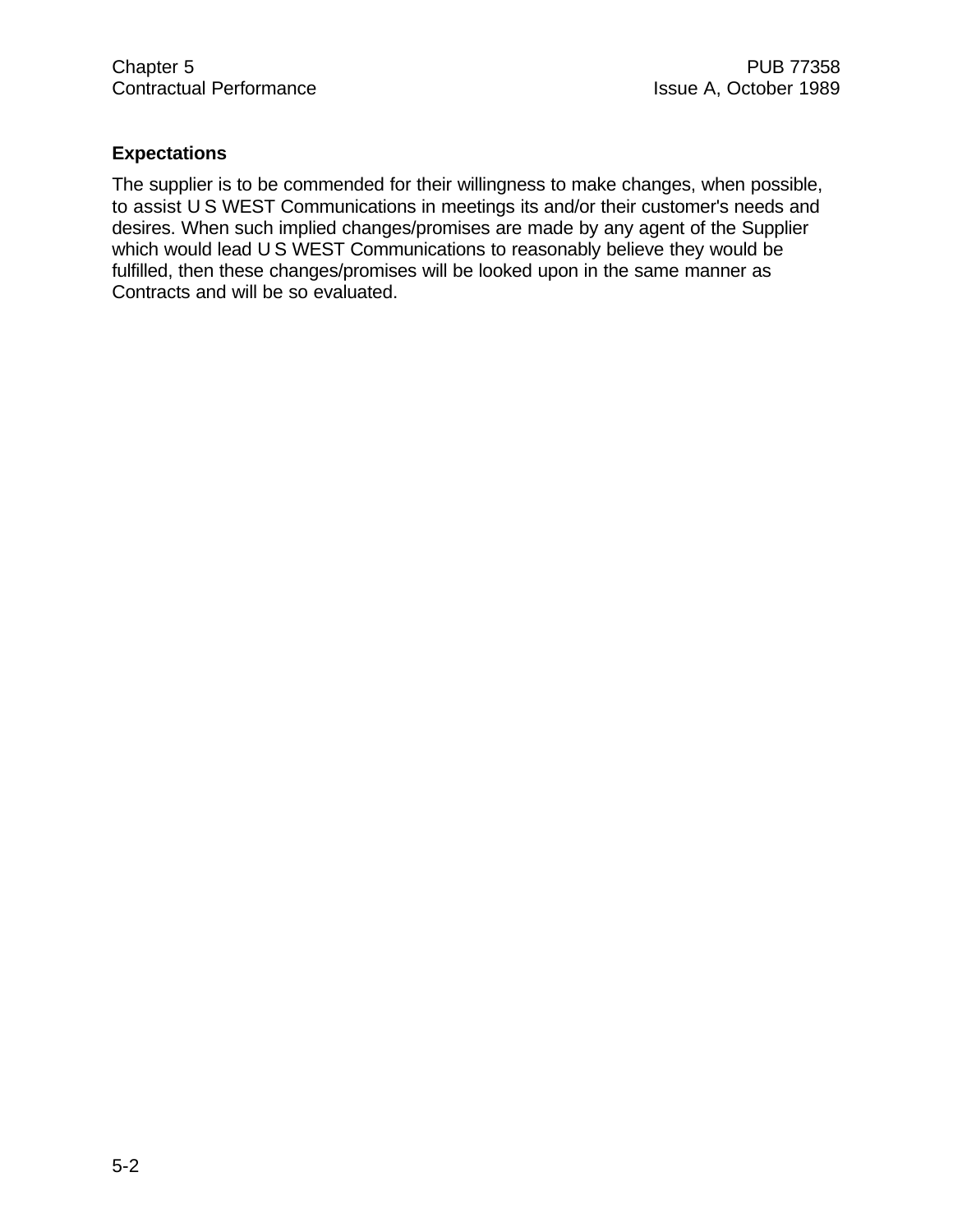### Expectations

The supplier is to be commended for their willingness to make changes, when possible, to assist U S WEST Communications in meetings its and/or their customer's needs and desires. When such implied changes/promises are made by any agent of the Supplier which would lead U S WEST Communications to reasonably believe they would be fulfilled, then these changes/promises will be looked upon in the same manner as Contracts and will be so evaluated.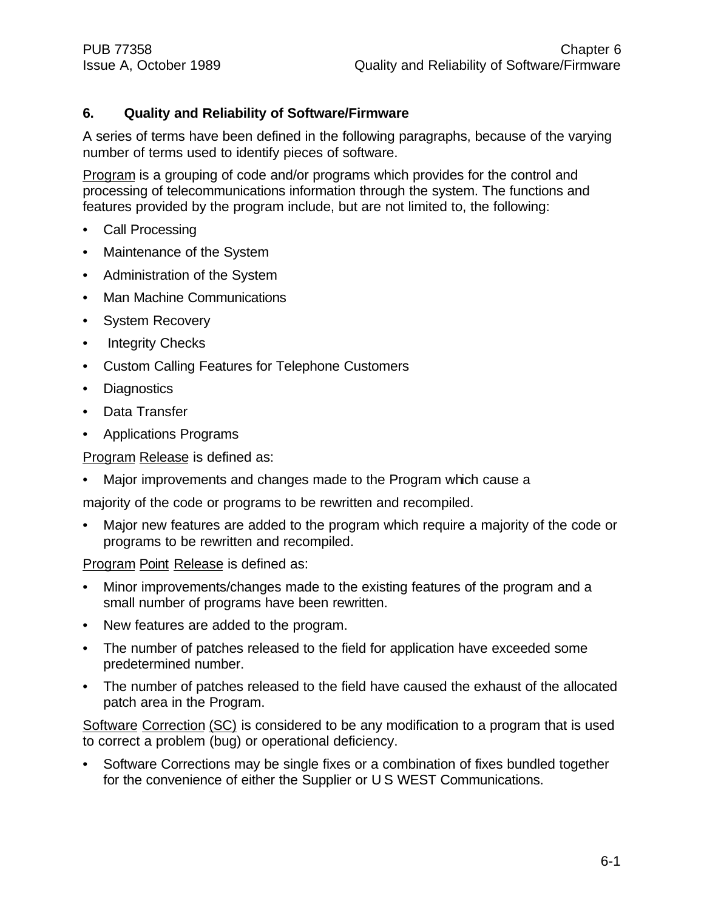## 6. Quality and Reliability of Software/Firmware

A series of terms have been defined in the following paragraphs, because of the varying number of terms used to identify pieces of software.

Program is a grouping of code and/or programs which provides for the control and processing of telecommunications information through the system. The functions and features provided by the program include, but are not limited to, the following:

- Call Processing
- Maintenance of the System
- Administration of the System
- Man Machine Communications
- System Recovery
- Integrity Checks
- Custom Calling Features for Telephone Customers
- Diagnostics
- Data Transfer
- Applications Programs

Program Release is defined as:

- Major improvements and changes made to the Program which cause a

majority of the code or programs to be rewritten and recompiled.

- Major new features are added to the program which require a majority of the code or programs to be rewritten and recompiled.

Program Point Release is defined as:

- Minor improvements/changes made to the existing features of the program and a small number of programs have been rewritten.
- New features are added to the program.
- The number of patches released to the field for application have exceeded some predetermined number.
- The number of patches released to the field have caused the exhaust of the allocated patch area in the Program.

Software Correction (SC) is considered to be any modification to a program that is used to correct a problem (bug) or operational deficiency.

- Software Corrections may be single fixes or a combination of fixes bundled together for the convenience of either the Supplier or U S WEST Communications.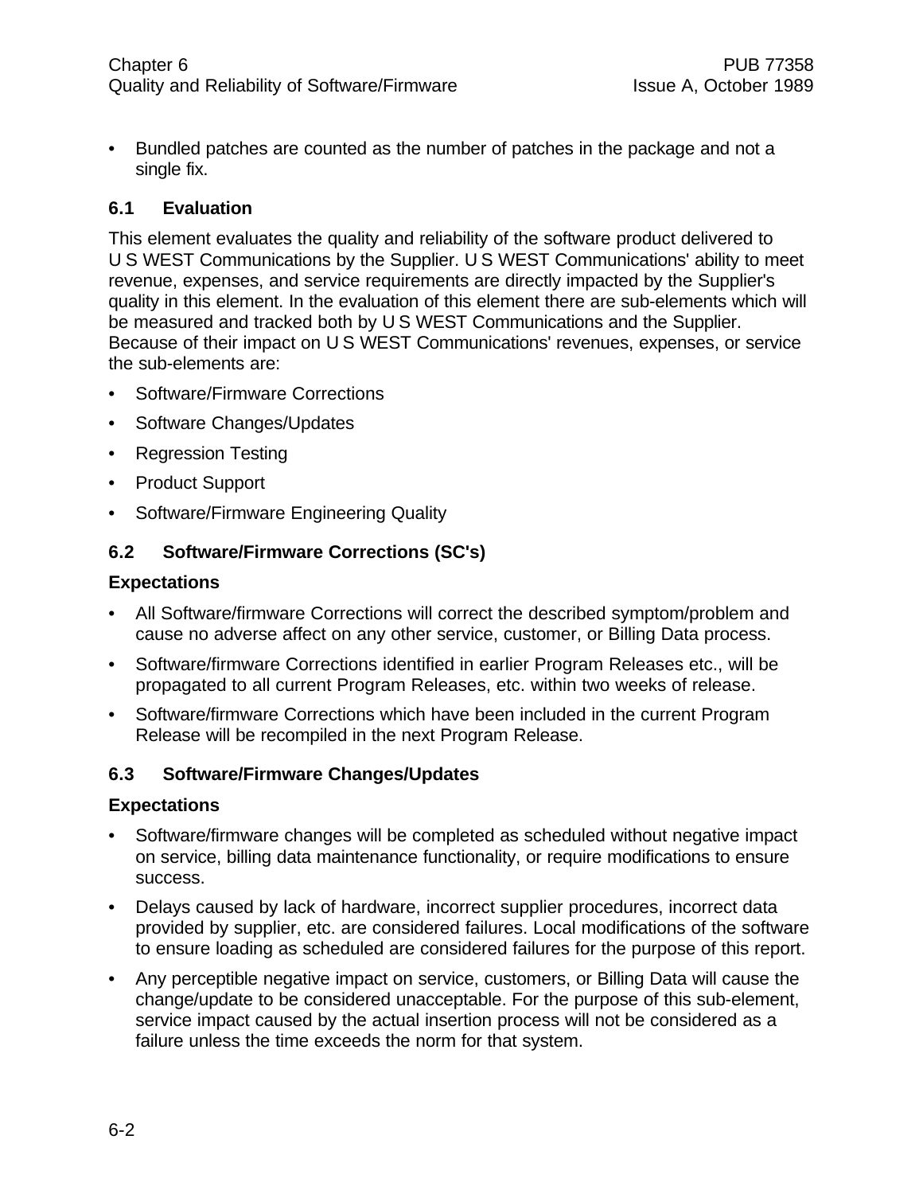- Bundled patches are counted as the number of patches in the package and not a single fix.

## 6.1 Evaluation

This element evaluates the quality and reliability of the software product delivered to U S WEST Communications by the Supplier. U S WEST Communications' ability to meet revenue, expenses, and service requirements are directly impacted by the Supplier's quality in this element. In the evaluation of this element there are sub-elements which will be measured and tracked both by U S WEST Communications and the Supplier. Because of their impact on U S WEST Communications' revenues, expenses, or service the sub-elements are:

- Software/Firmware Corrections
- Software Changes/Updates
- Regression Testing
- Product Support
- Software/Firmware Engineering Quality

## 6.2 Software/Firmware Corrections (SC's)

### Expectations

- All Software/firmware Corrections will correct the described symptom/problem and cause no adverse affect on any other service, customer, or Billing Data process.
- Software/firmware Corrections identified in earlier Program Releases etc., will be propagated to all current Program Releases, etc. within two weeks of release.
- Software/firmware Corrections which have been included in the current Program Release will be recompiled in the next Program Release.

## 6.3 Software/Firmware Changes/Updates

### Expectations

- Software/firmware changes will be completed as scheduled without negative impact on service, billing data maintenance functionality, or require modifications to ensure success.
- Delays caused by lack of hardware, incorrect supplier procedures, incorrect data provided by supplier, etc. are considered failures. Local modifications of the software to ensure loading as scheduled are considered failures for the purpose of this report.
- Any perceptible negative impact on service, customers, or Billing Data will cause the change/update to be considered unacceptable. For the purpose of this sub-element, service impact caused by the actual insertion process will not be considered as a failure unless the time exceeds the norm for that system.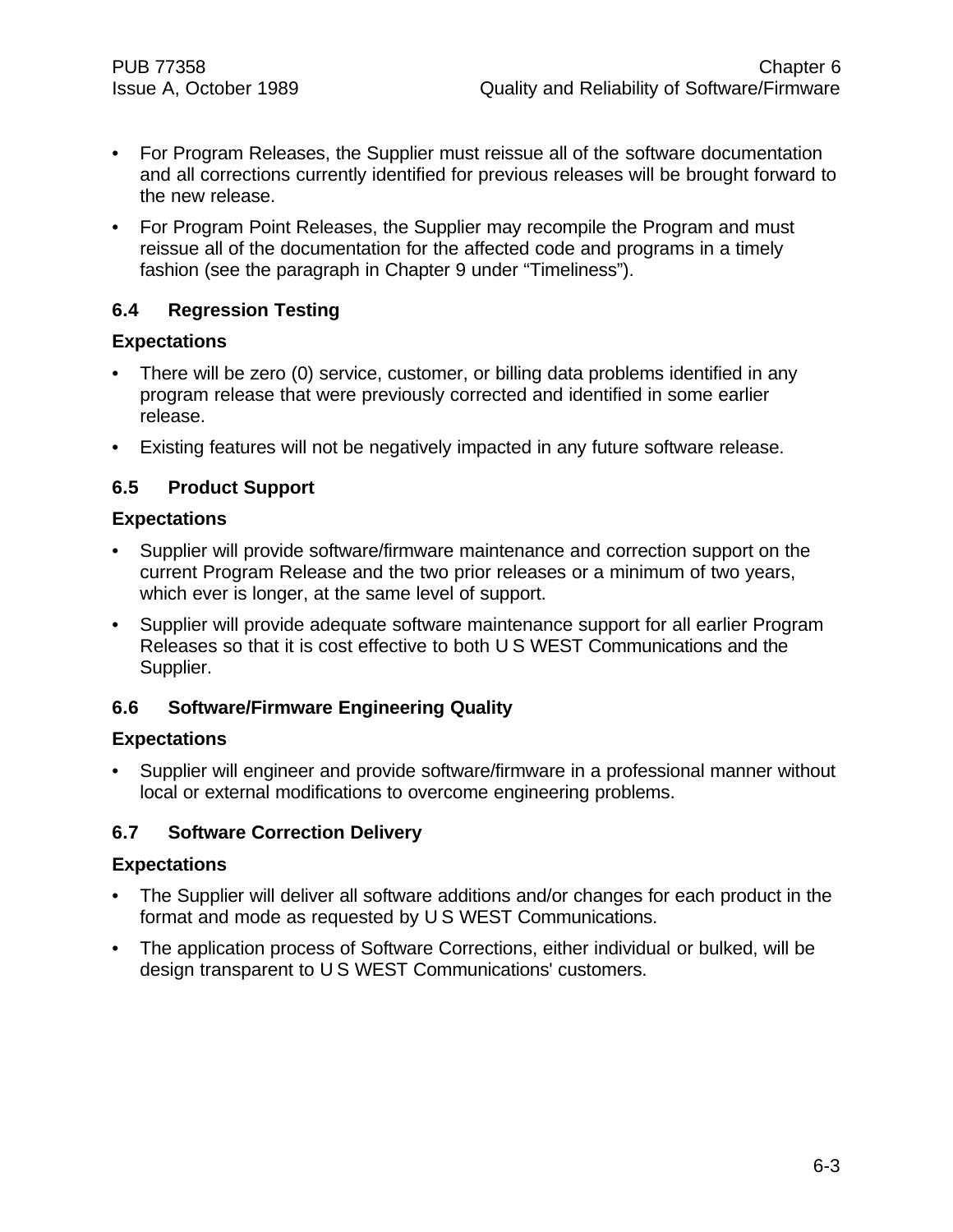- For Program Releases, the Supplier must reissue all of the software documentation and all corrections currently identified for previous releases will be brought forward to the new release.
- For Program Point Releases, the Supplier may recompile the Program and must reissue all of the documentation for the affected code and programs in a timely fashion (see the paragraph in Chapter 9 under "Timeliness").

## 6.4 Regression Testing

**Expectations**

- There will be zero (0) service, customer, or billing data problems identified in any program release that were previously corrected and identified in some earlier release.
- Existing features will not be negatively impacted in any future software release.

## 6.5 Product Support

**Expectations**

- Supplier will provide software/firmware maintenance and correction support on the current Program Release and the two prior releases or a minimum of two years, which ever is longer, at the same level of support.
- Supplier will provide adequate software maintenance support for all earlier Program Releases so that it is cost effective to both U S WEST Communications and the Supplier.

## 6.6 Software/Firmware Engineering Quality

**Expectations**

- Supplier will engineer and provide software/firmware in a professional manner without local or external modifications to overcome engineering problems.

## 6.7 Software Correction Delivery

**Expectations**

- The Supplier will deliver all software additions and/or changes for each product in the format and mode as requested by U S WEST Communications.
- The application process of Software Corrections, either individual or bulked, will be design transparent to U S WEST Communications' customers.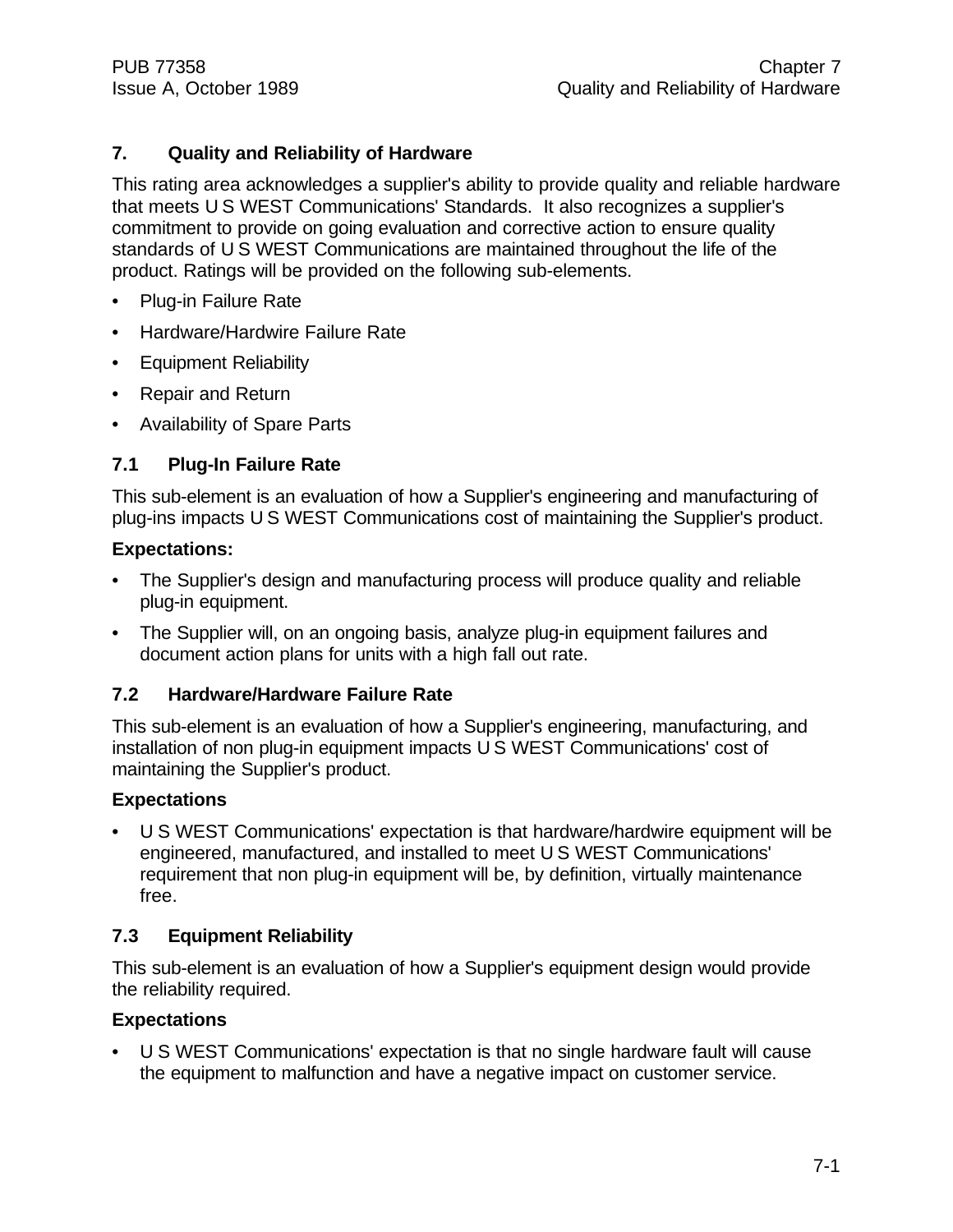## 7. Quality and Reliability of Hardware

This rating area acknowledges a supplier's ability to provide quality and reliable hardware that meets U S WEST Communications' Standards. It also recognizes a supplier's commitment to provide on going evaluation and corrective action to ensure quality standards of U S WEST Communications are maintained throughout the life of the product. Ratings will be provided on the following sub-elements.

- Plug-in Failure Rate
- Hardware/Hardwire Failure Rate
- Equipment Reliability
- Repair and Return
- Availability of Spare Parts

### 7.1 Plug-In Failure Rate

This sub-element is an evaluation of how a Supplier's engineering and manufacturing of plug-ins impacts U S WEST Communications cost of maintaining the Supplier's product.

**Expectations:**

- The Supplier's design and manufacturing process will produce quality and reliable plug-in equipment.
- The Supplier will, on an ongoing basis, analyze plug-in equipment failures and document action plans for units with a high fall out rate.

### 7.2 Hardware/Hardware Failure Rate

This sub-element is an evaluation of how a Supplier's engineering, manufacturing, and installation of non plug-in equipment impacts U S WEST Communications' cost of maintaining the Supplier's product.

**Expectations**

- U S WEST Communications' expectation is that hardware/hardwire equipment will be engineered, manufactured, and installed to meet U S WEST Communications' requirement that non plug-in equipment will be, by definition, virtually maintenance free.

### 7.3 Equipment Reliability

This sub-element is an evaluation of how a Supplier's equipment design would provide the reliability required.

**Expectations**

- U S WEST Communications' expectation is that no single hardware fault will cause the equipment to malfunction and have a negative impact on customer service.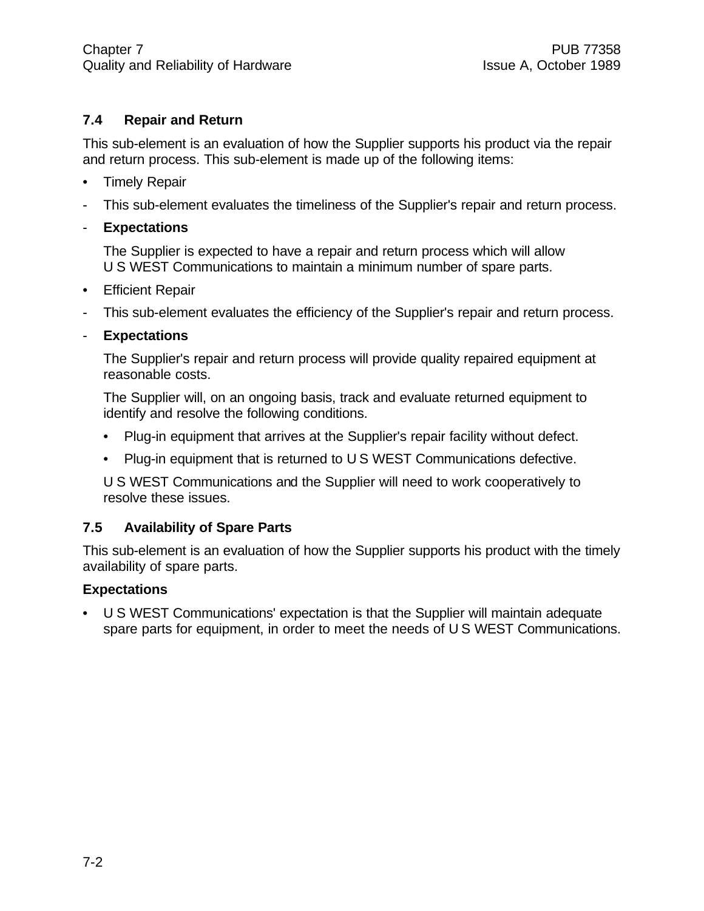## 7.4 Repair and Return

This sub-element is an evaluation of how the Supplier supports his product via the repair and return process. This sub-element is made up of the following items:

- Timely Repair
- This sub-element evaluates the timeliness of the Supplier's repair and return process.
- **Expectations**

  The Supplier is expected to have a repair and return process which will allow U S WEST Communications to maintain a minimum number of spare parts.

- Efficient Repair
- This sub-element evaluates the efficiency of the Supplier's repair and return process.
- **Expectations**

  The Supplier's repair and return process will provide quality repaired equipment at reasonable costs.

  The Supplier will, on an ongoing basis, track and evaluate returned equipment to identify and resolve the following conditions.

  - Plug-in equipment that arrives at the Supplier's repair facility without defect.
  - Plug-in equipment that is returned to U S WEST Communications defective.

  U S WEST Communications and the Supplier will need to work cooperatively to resolve these issues.

## 7.5 Availability of Spare Parts

This sub-element is an evaluation of how the Supplier supports his product with the timely availability of spare parts.

### Expectations

- U S WEST Communications' expectation is that the Supplier will maintain adequate spare parts for equipment, in order to meet the needs of U S WEST Communications.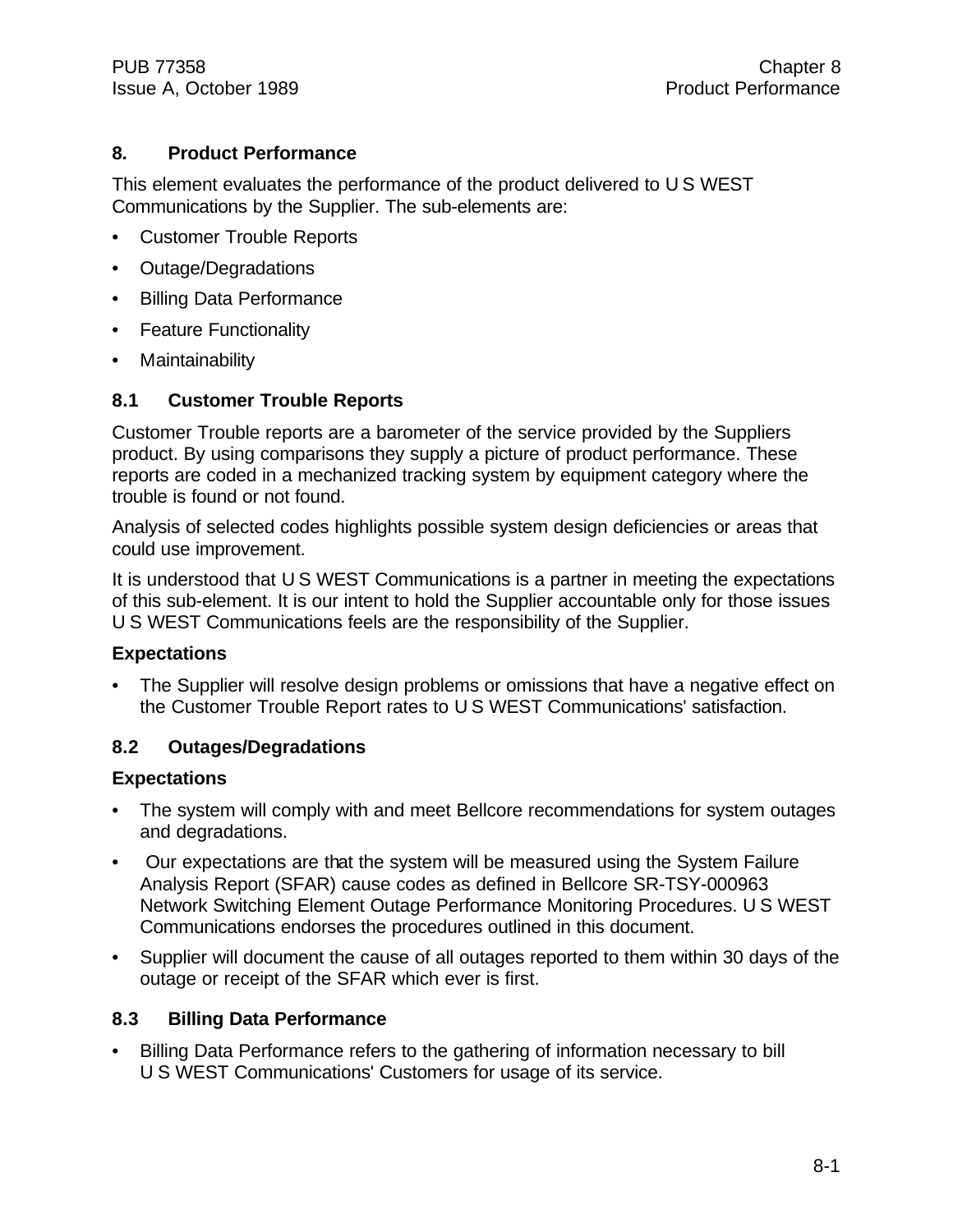## 8. Product Performance

This element evaluates the performance of the product delivered to U S WEST Communications by the Supplier. The sub-elements are:

- Customer Trouble Reports
- Outage/Degradations
- Billing Data Performance
- Feature Functionality
- Maintainability

### 8.1 Customer Trouble Reports

Customer Trouble reports are a barometer of the service provided by the Suppliers product. By using comparisons they supply a picture of product performance. These reports are coded in a mechanized tracking system by equipment category where the trouble is found or not found.

Analysis of selected codes highlights possible system design deficiencies or areas that could use improvement.

It is understood that U S WEST Communications is a partner in meeting the expectations of this sub-element. It is our intent to hold the Supplier accountable only for those issues U S WEST Communications feels are the responsibility of the Supplier.

**Expectations**

- The Supplier will resolve design problems or omissions that have a negative effect on the Customer Trouble Report rates to U S WEST Communications' satisfaction.

### 8.2 Outages/Degradations

**Expectations**

- The system will comply with and meet Bellcore recommendations for system outages and degradations.
- Our expectations are that the system will be measured using the System Failure Analysis Report (SFAR) cause codes as defined in Bellcore SR-TSY-000963 Network Switching Element Outage Performance Monitoring Procedures. U S WEST Communications endorses the procedures outlined in this document.
- Supplier will document the cause of all outages reported to them within 30 days of the outage or receipt of the SFAR which ever is first.

### 8.3 Billing Data Performance

- Billing Data Performance refers to the gathering of information necessary to bill U S WEST Communications' Customers for usage of its service.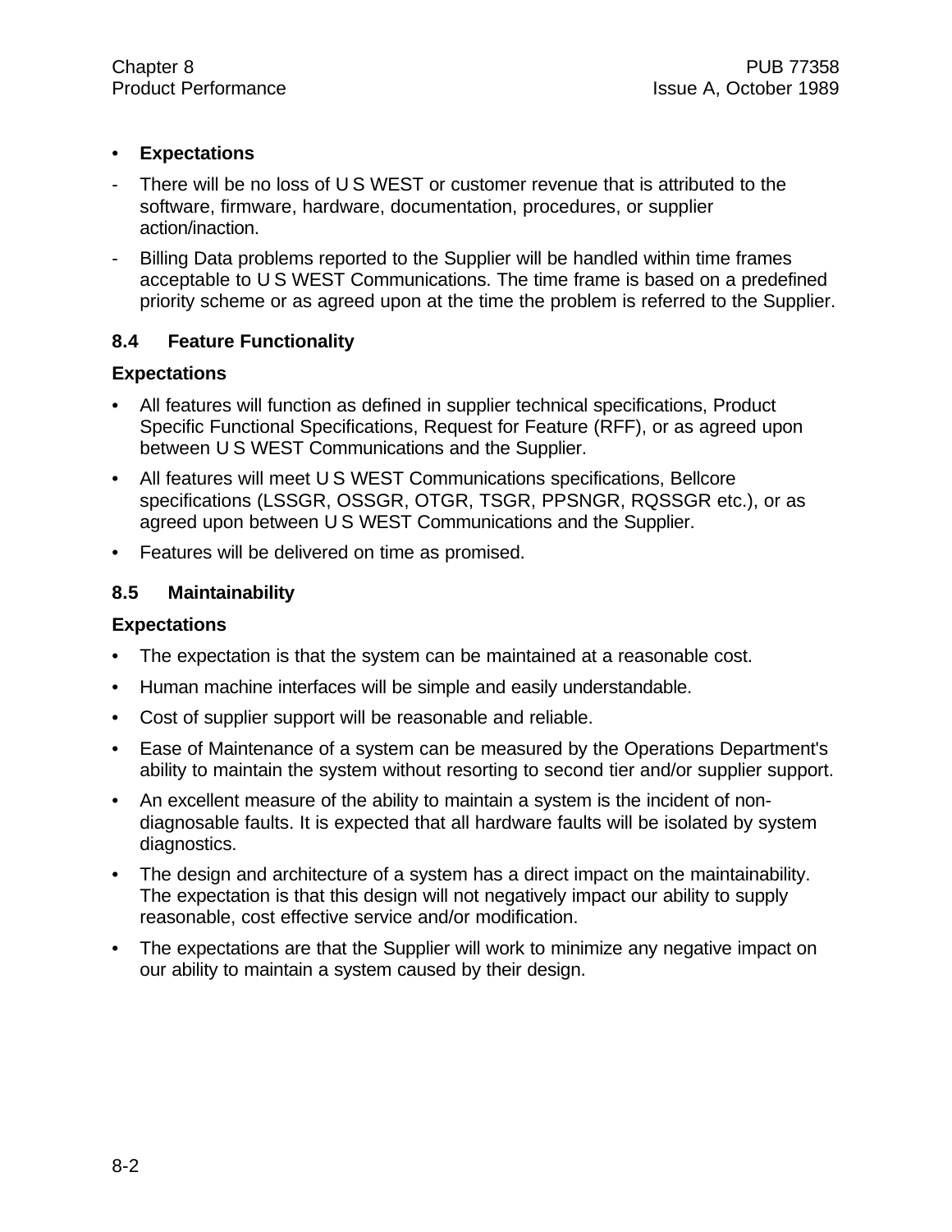- **Expectations**
  - There will be no loss of U S WEST or customer revenue that is attributed to the software, firmware, hardware, documentation, procedures, or supplier action/inaction.
  - Billing Data problems reported to the Supplier will be handled within time frames acceptable to U S WEST Communications. The time frame is based on a predefined priority scheme or as agreed upon at the time the problem is referred to the Supplier.

## 8.4 Feature Functionality

**Expectations**

- All features will function as defined in supplier technical specifications, Product Specific Functional Specifications, Request for Feature (RFF), or as agreed upon between U S WEST Communications and the Supplier.
- All features will meet U S WEST Communications specifications, Bellcore specifications (LSSGR, OSSGR, OTGR, TSGR, PPSNGR, RQSSGR etc.), or as agreed upon between U S WEST Communications and the Supplier.
- Features will be delivered on time as promised.

## 8.5 Maintainability

**Expectations**

- The expectation is that the system can be maintained at a reasonable cost.
- Human machine interfaces will be simple and easily understandable.
- Cost of supplier support will be reasonable and reliable.
- Ease of Maintenance of a system can be measured by the Operations Department's ability to maintain the system without resorting to second tier and/or supplier support.
- An excellent measure of the ability to maintain a system is the incident of non-diagnosable faults. It is expected that all hardware faults will be isolated by system diagnostics.
- The design and architecture of a system has a direct impact on the maintainability. The expectation is that this design will not negatively impact our ability to supply reasonable, cost effective service and/or modification.
- The expectations are that the Supplier will work to minimize any negative impact on our ability to maintain a system caused by their design.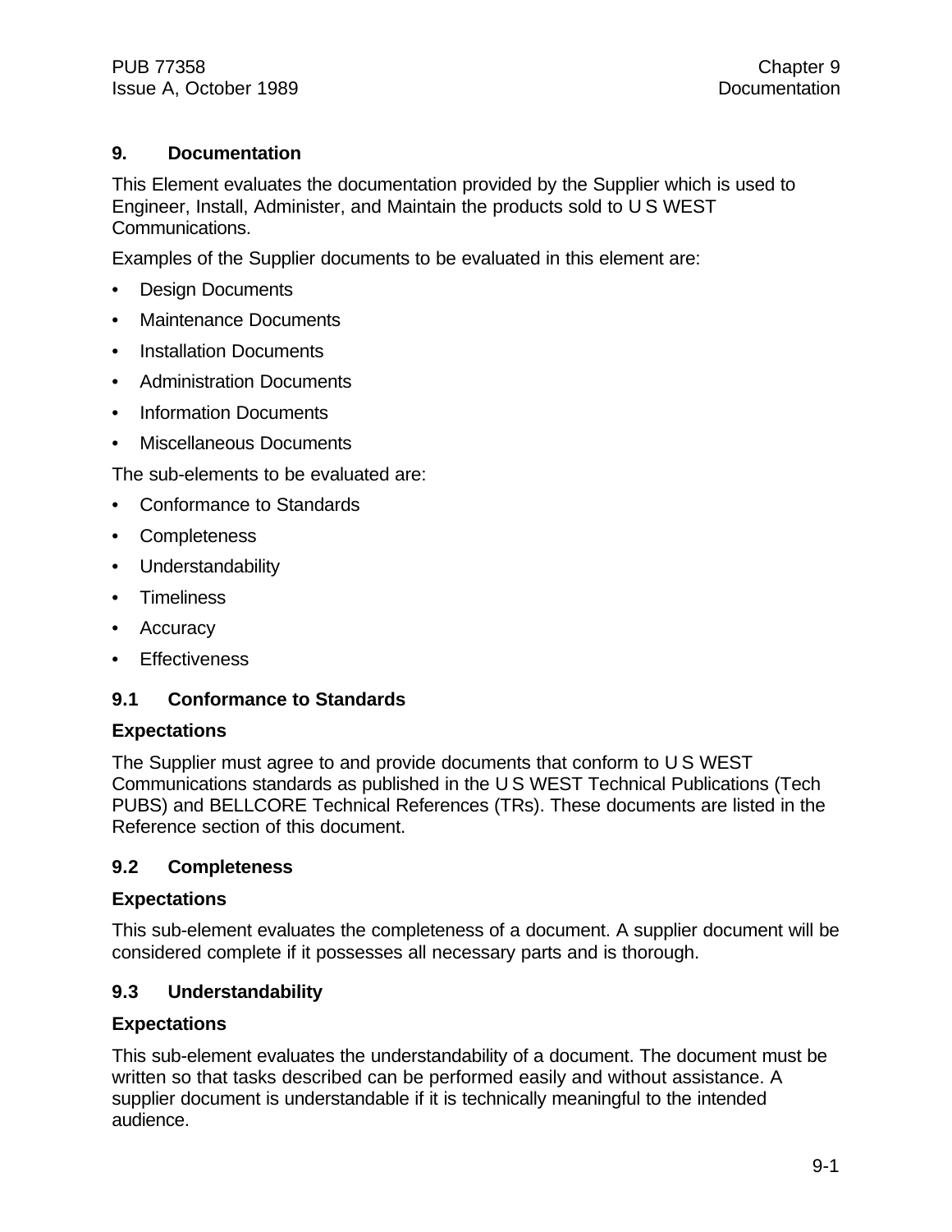## 9. Documentation

This Element evaluates the documentation provided by the Supplier which is used to Engineer, Install, Administer, and Maintain the products sold to U S WEST Communications.

Examples of the Supplier documents to be evaluated in this element are:

- Design Documents
- Maintenance Documents
- Installation Documents
- Administration Documents
- Information Documents
- Miscellaneous Documents

The sub-elements to be evaluated are:

- Conformance to Standards
- Completeness
- Understandability
- Timeliness
- Accuracy
- Effectiveness

### 9.1 Conformance to Standards

#### Expectations

The Supplier must agree to and provide documents that conform to U S WEST Communications standards as published in the U S WEST Technical Publications (Tech PUBS) and BELLCORE Technical References (TRs). These documents are listed in the Reference section of this document.

### 9.2 Completeness

#### Expectations

This sub-element evaluates the completeness of a document. A supplier document will be considered complete if it possesses all necessary parts and is thorough.

### 9.3 Understandability

#### Expectations

This sub-element evaluates the understandability of a document. The document must be written so that tasks described can be performed easily and without assistance. A supplier document is understandable if it is technically meaningful to the intended audience.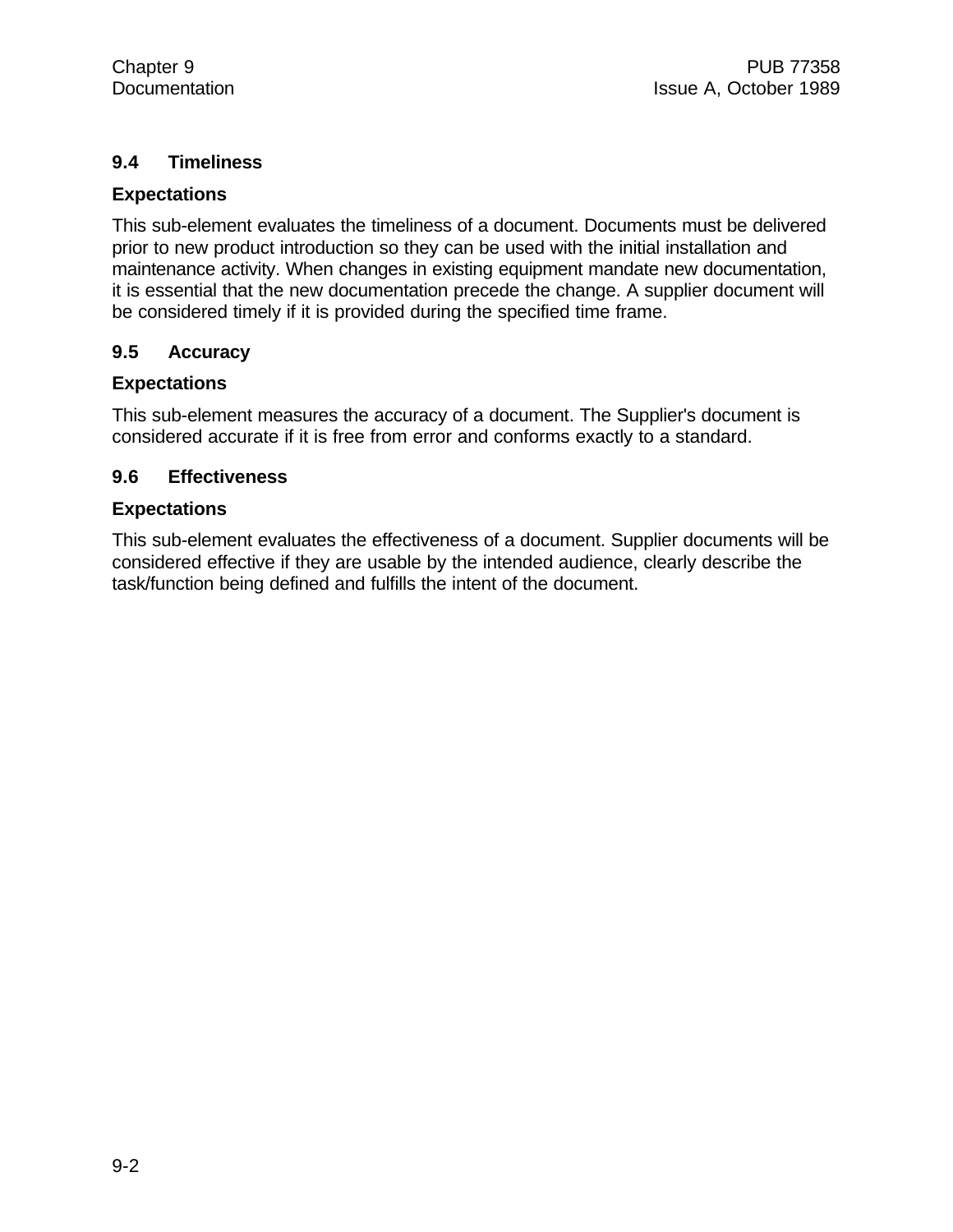## 9.4 Timeliness

### Expectations

This sub-element evaluates the timeliness of a document. Documents must be delivered prior to new product introduction so they can be used with the initial installation and maintenance activity. When changes in existing equipment mandate new documentation, it is essential that the new documentation precede the change. A supplier document will be considered timely if it is provided during the specified time frame.

## 9.5 Accuracy

### Expectations

This sub-element measures the accuracy of a document. The Supplier's document is considered accurate if it is free from error and conforms exactly to a standard.

## 9.6 Effectiveness

### Expectations

This sub-element evaluates the effectiveness of a document. Supplier documents will be considered effective if they are usable by the intended audience, clearly describe the task/function being defined and fulfills the intent of the document.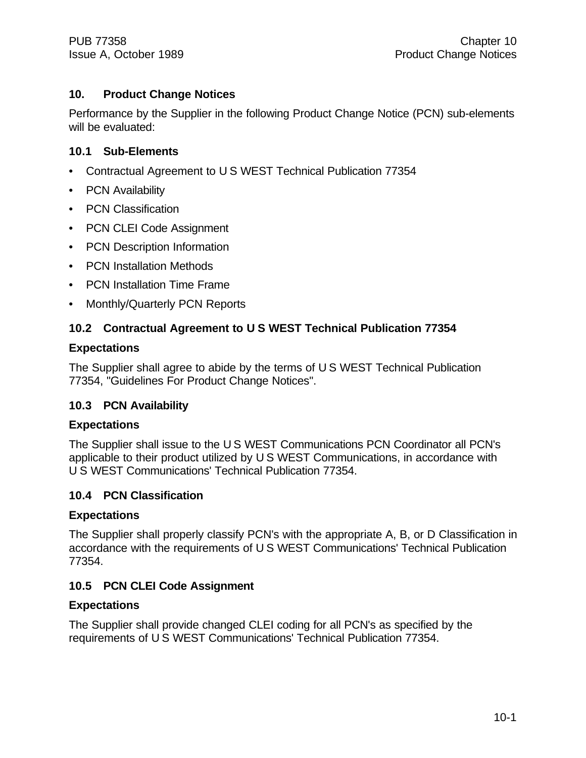## 10. Product Change Notices

Performance by the Supplier in the following Product Change Notice (PCN) sub-elements will be evaluated:

### 10.1 Sub-Elements

- Contractual Agreement to U S WEST Technical Publication 77354
- PCN Availability
- PCN Classification
- PCN CLEI Code Assignment
- PCN Description Information
- PCN Installation Methods
- PCN Installation Time Frame
- Monthly/Quarterly PCN Reports

### 10.2 Contractual Agreement to U S WEST Technical Publication 77354

**Expectations**

The Supplier shall agree to abide by the terms of U S WEST Technical Publication 77354, "Guidelines For Product Change Notices".

### 10.3 PCN Availability

**Expectations**

The Supplier shall issue to the U S WEST Communications PCN Coordinator all PCN's applicable to their product utilized by U S WEST Communications, in accordance with U S WEST Communications' Technical Publication 77354.

### 10.4 PCN Classification

**Expectations**

The Supplier shall properly classify PCN's with the appropriate A, B, or D Classification in accordance with the requirements of U S WEST Communications' Technical Publication 77354.

### 10.5 PCN CLEI Code Assignment

**Expectations**

The Supplier shall provide changed CLEI coding for all PCN's as specified by the requirements of U S WEST Communications' Technical Publication 77354.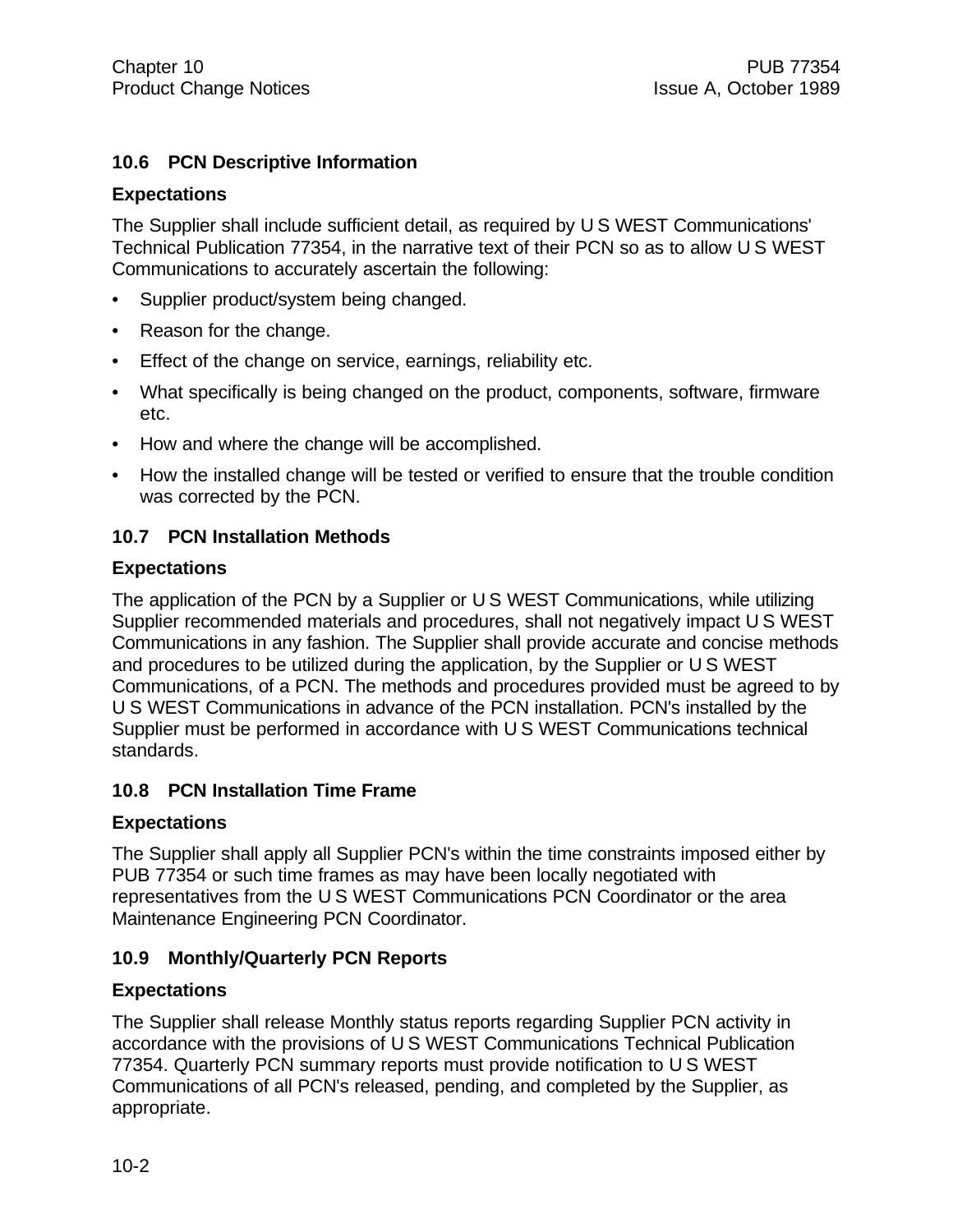## 10.6 PCN Descriptive Information

### Expectations

The Supplier shall include sufficient detail, as required by U S WEST Communications' Technical Publication 77354, in the narrative text of their PCN so as to allow U S WEST Communications to accurately ascertain the following:

- Supplier product/system being changed.
- Reason for the change.
- Effect of the change on service, earnings, reliability etc.
- What specifically is being changed on the product, components, software, firmware etc.
- How and where the change will be accomplished.
- How the installed change will be tested or verified to ensure that the trouble condition was corrected by the PCN.

## 10.7 PCN Installation Methods

### Expectations

The application of the PCN by a Supplier or U S WEST Communications, while utilizing Supplier recommended materials and procedures, shall not negatively impact U S WEST Communications in any fashion. The Supplier shall provide accurate and concise methods and procedures to be utilized during the application, by the Supplier or U S WEST Communications, of a PCN. The methods and procedures provided must be agreed to by U S WEST Communications in advance of the PCN installation. PCN's installed by the Supplier must be performed in accordance with U S WEST Communications technical standards.

## 10.8 PCN Installation Time Frame

### Expectations

The Supplier shall apply all Supplier PCN's within the time constraints imposed either by PUB 77354 or such time frames as may have been locally negotiated with representatives from the U S WEST Communications PCN Coordinator or the area Maintenance Engineering PCN Coordinator.

## 10.9 Monthly/Quarterly PCN Reports

### Expectations

The Supplier shall release Monthly status reports regarding Supplier PCN activity in accordance with the provisions of U S WEST Communications Technical Publication 77354. Quarterly PCN summary reports must provide notification to U S WEST Communications of all PCN's released, pending, and completed by the Supplier, as appropriate.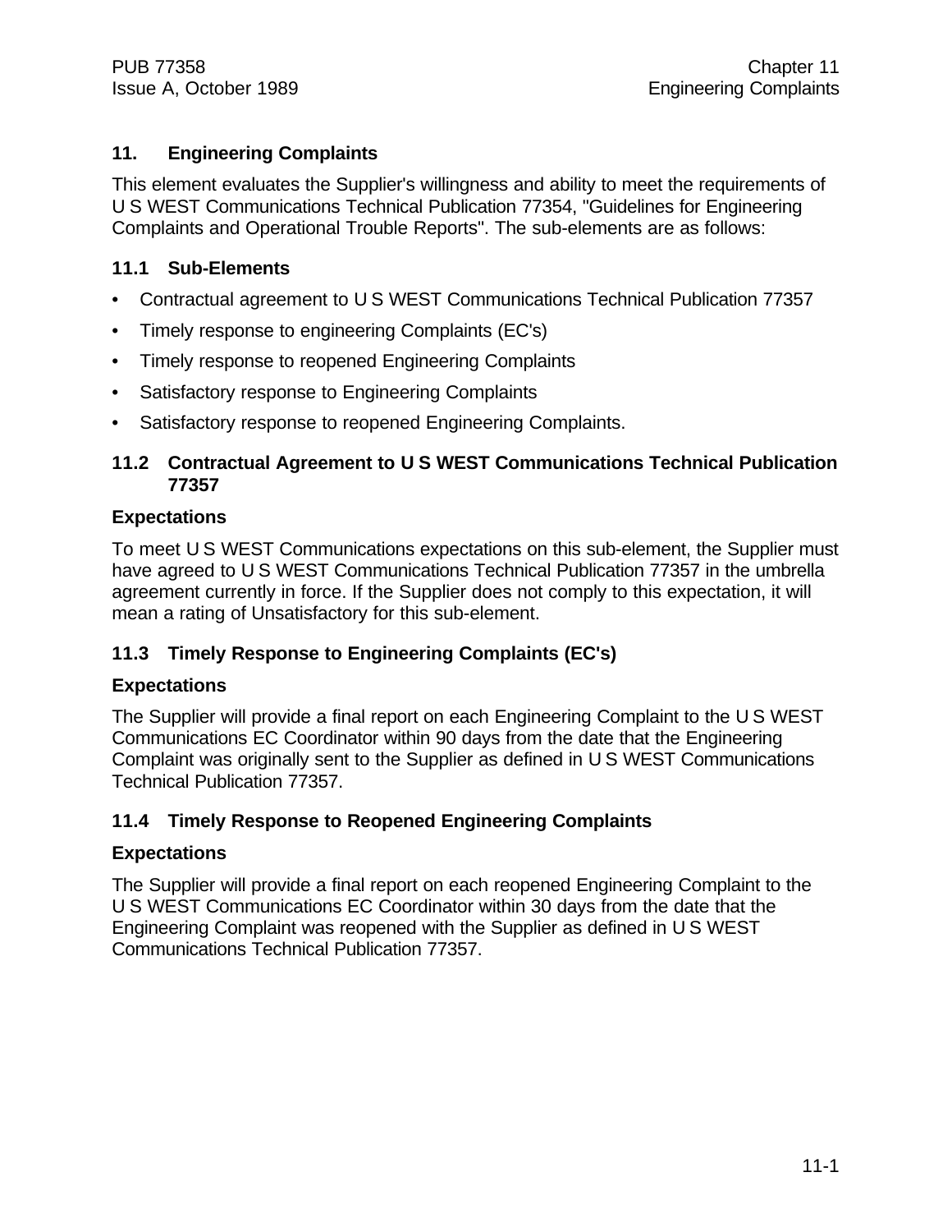## 11. Engineering Complaints

This element evaluates the Supplier's willingness and ability to meet the requirements of U S WEST Communications Technical Publication 77354, "Guidelines for Engineering Complaints and Operational Trouble Reports". The sub-elements are as follows:

### 11.1 Sub-Elements

- Contractual agreement to U S WEST Communications Technical Publication 77357
- Timely response to engineering Complaints (EC's)
- Timely response to reopened Engineering Complaints
- Satisfactory response to Engineering Complaints
- Satisfactory response to reopened Engineering Complaints.

### 11.2 Contractual Agreement to U S WEST Communications Technical Publication 77357

**Expectations**

To meet U S WEST Communications expectations on this sub-element, the Supplier must have agreed to U S WEST Communications Technical Publication 77357 in the umbrella agreement currently in force. If the Supplier does not comply to this expectation, it will mean a rating of Unsatisfactory for this sub-element.

### 11.3 Timely Response to Engineering Complaints (EC's)

**Expectations**

The Supplier will provide a final report on each Engineering Complaint to the U S WEST Communications EC Coordinator within 90 days from the date that the Engineering Complaint was originally sent to the Supplier as defined in U S WEST Communications Technical Publication 77357.

### 11.4 Timely Response to Reopened Engineering Complaints

**Expectations**

The Supplier will provide a final report on each reopened Engineering Complaint to the U S WEST Communications EC Coordinator within 30 days from the date that the Engineering Complaint was reopened with the Supplier as defined in U S WEST Communications Technical Publication 77357.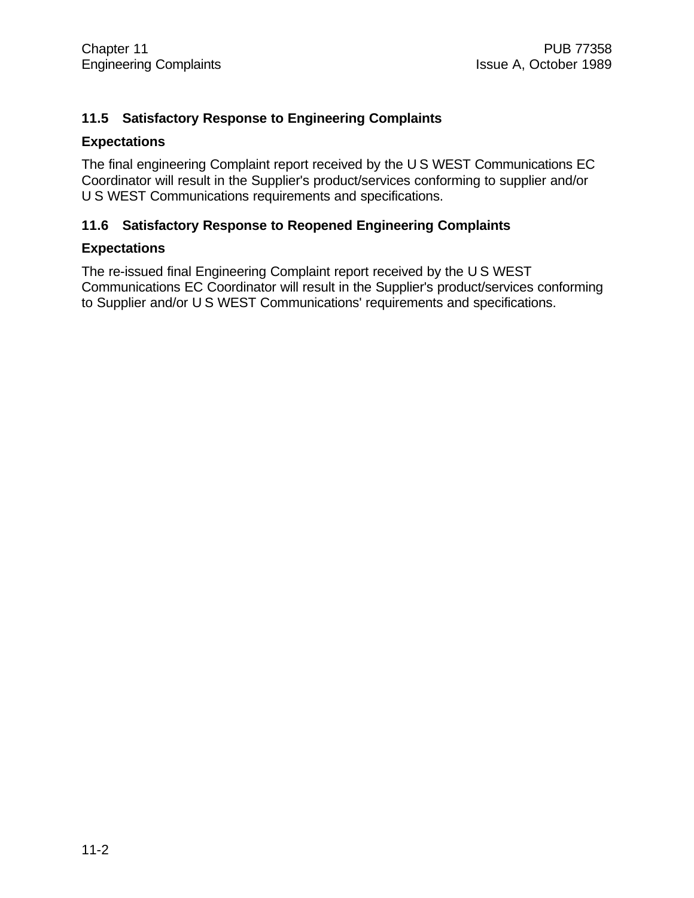## 11.5 Satisfactory Response to Engineering Complaints

**Expectations**

The final engineering Complaint report received by the U S WEST Communications EC Coordinator will result in the Supplier's product/services conforming to supplier and/or U S WEST Communications requirements and specifications.

## 11.6 Satisfactory Response to Reopened Engineering Complaints

**Expectations**

The re-issued final Engineering Complaint report received by the U S WEST Communications EC Coordinator will result in the Supplier's product/services conforming to Supplier and/or U S WEST Communications' requirements and specifications.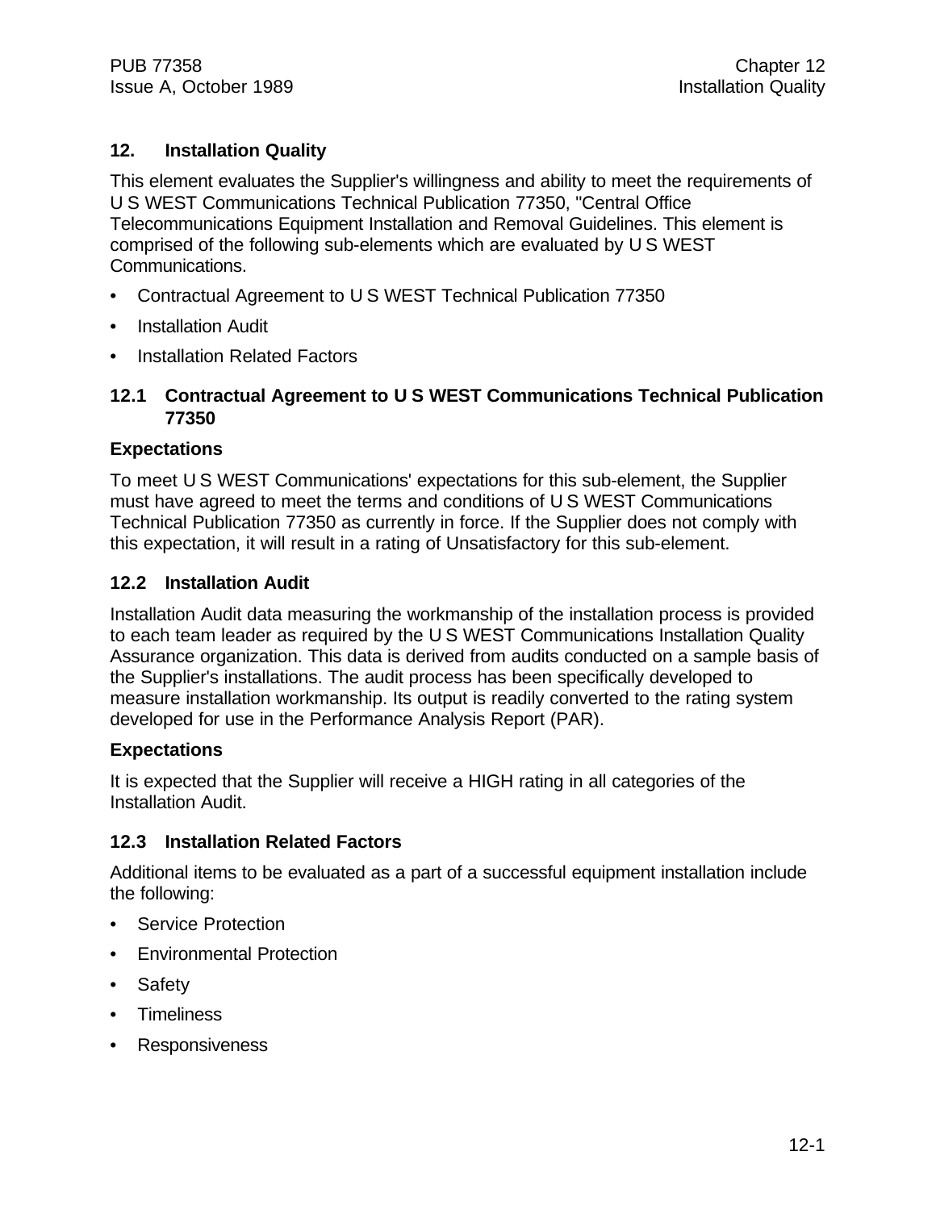## 12. Installation Quality

This element evaluates the Supplier's willingness and ability to meet the requirements of U S WEST Communications Technical Publication 77350, "Central Office Telecommunications Equipment Installation and Removal Guidelines. This element is comprised of the following sub-elements which are evaluated by U S WEST Communications.

- Contractual Agreement to U S WEST Technical Publication 77350
- Installation Audit
- Installation Related Factors

### 12.1 Contractual Agreement to U S WEST Communications Technical Publication 77350

**Expectations**

To meet U S WEST Communications' expectations for this sub-element, the Supplier must have agreed to meet the terms and conditions of U S WEST Communications Technical Publication 77350 as currently in force. If the Supplier does not comply with this expectation, it will result in a rating of Unsatisfactory for this sub-element.

### 12.2 Installation Audit

Installation Audit data measuring the workmanship of the installation process is provided to each team leader as required by the U S WEST Communications Installation Quality Assurance organization. This data is derived from audits conducted on a sample basis of the Supplier's installations. The audit process has been specifically developed to measure installation workmanship. Its output is readily converted to the rating system developed for use in the Performance Analysis Report (PAR).

**Expectations**

It is expected that the Supplier will receive a HIGH rating in all categories of the Installation Audit.

### 12.3 Installation Related Factors

Additional items to be evaluated as a part of a successful equipment installation include the following:

- Service Protection
- Environmental Protection
- Safety
- Timeliness
- Responsiveness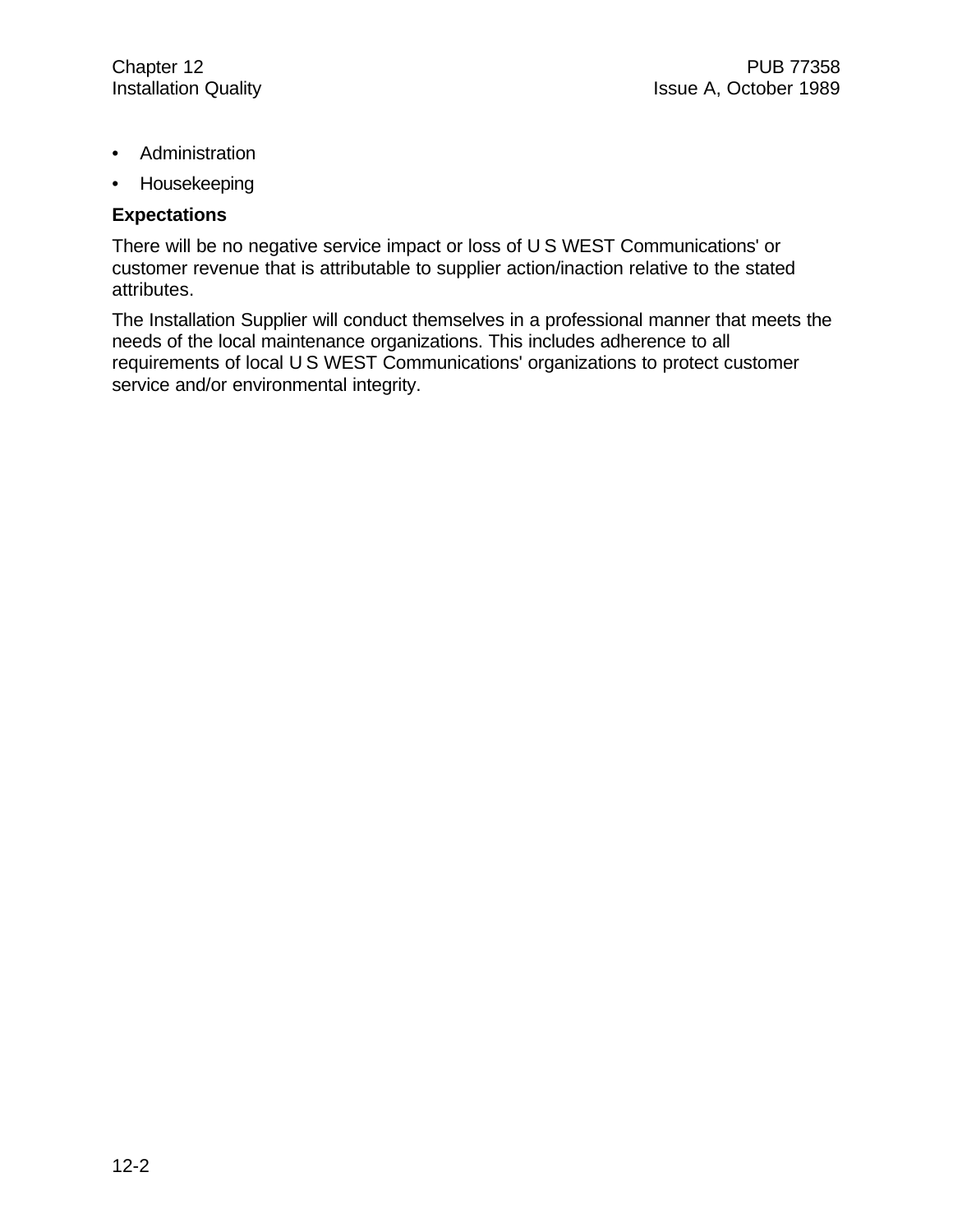- Administration
- Housekeeping

**Expectations**

There will be no negative service impact or loss of U S WEST Communications' or customer revenue that is attributable to supplier action/inaction relative to the stated attributes.

The Installation Supplier will conduct themselves in a professional manner that meets the needs of the local maintenance organizations. This includes adherence to all requirements of local U S WEST Communications' organizations to protect customer service and/or environmental integrity.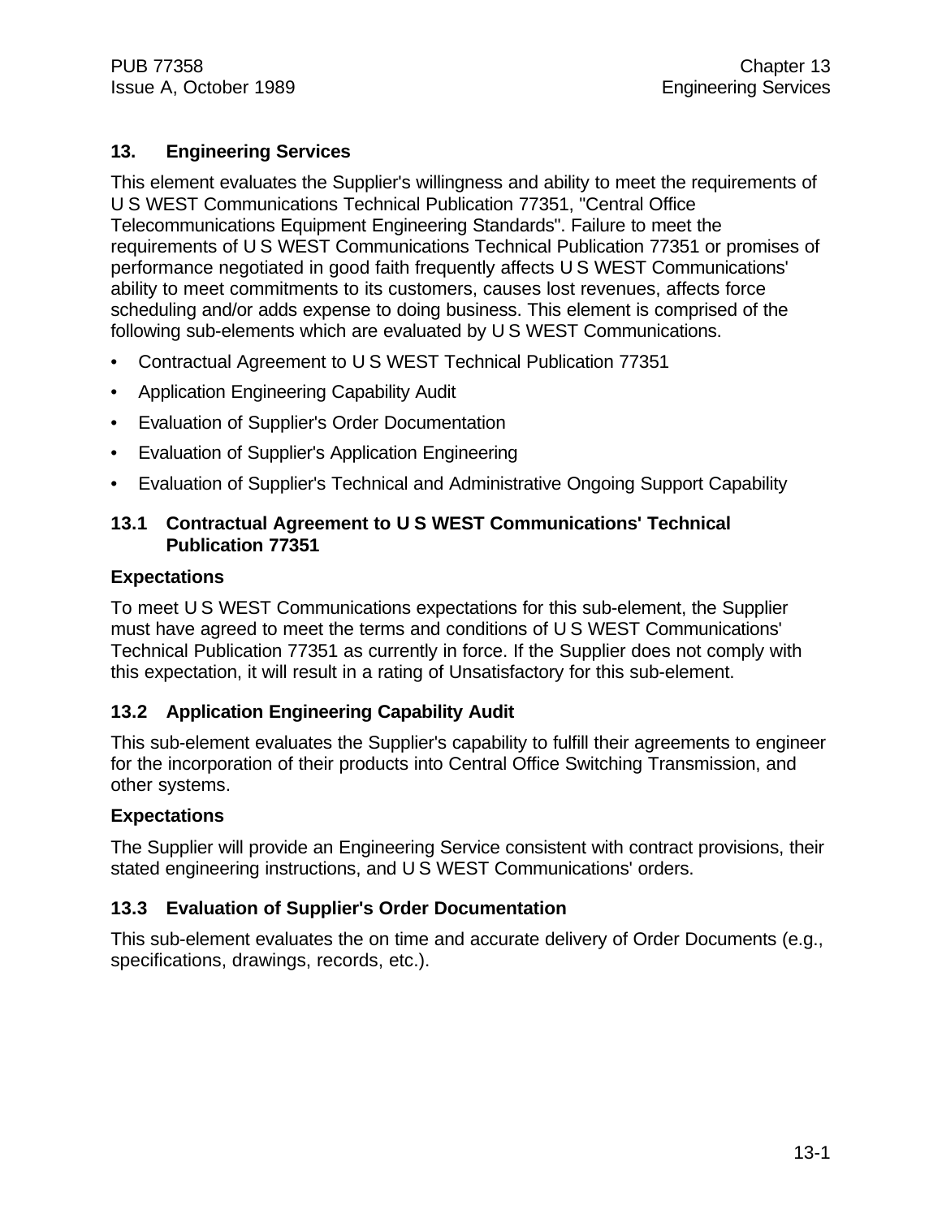## 13. Engineering Services

This element evaluates the Supplier's willingness and ability to meet the requirements of U S WEST Communications Technical Publication 77351, "Central Office Telecommunications Equipment Engineering Standards". Failure to meet the requirements of U S WEST Communications Technical Publication 77351 or promises of performance negotiated in good faith frequently affects U S WEST Communications' ability to meet commitments to its customers, causes lost revenues, affects force scheduling and/or adds expense to doing business. This element is comprised of the following sub-elements which are evaluated by U S WEST Communications.

- Contractual Agreement to U S WEST Technical Publication 77351
- Application Engineering Capability Audit
- Evaluation of Supplier's Order Documentation
- Evaluation of Supplier's Application Engineering
- Evaluation of Supplier's Technical and Administrative Ongoing Support Capability

### 13.1 Contractual Agreement to U S WEST Communications' Technical Publication 77351

**Expectations**

To meet U S WEST Communications expectations for this sub-element, the Supplier must have agreed to meet the terms and conditions of U S WEST Communications' Technical Publication 77351 as currently in force. If the Supplier does not comply with this expectation, it will result in a rating of Unsatisfactory for this sub-element.

### 13.2 Application Engineering Capability Audit

This sub-element evaluates the Supplier's capability to fulfill their agreements to engineer for the incorporation of their products into Central Office Switching Transmission, and other systems.

**Expectations**

The Supplier will provide an Engineering Service consistent with contract provisions, their stated engineering instructions, and U S WEST Communications' orders.

### 13.3 Evaluation of Supplier's Order Documentation

This sub-element evaluates the on time and accurate delivery of Order Documents (e.g., specifications, drawings, records, etc.).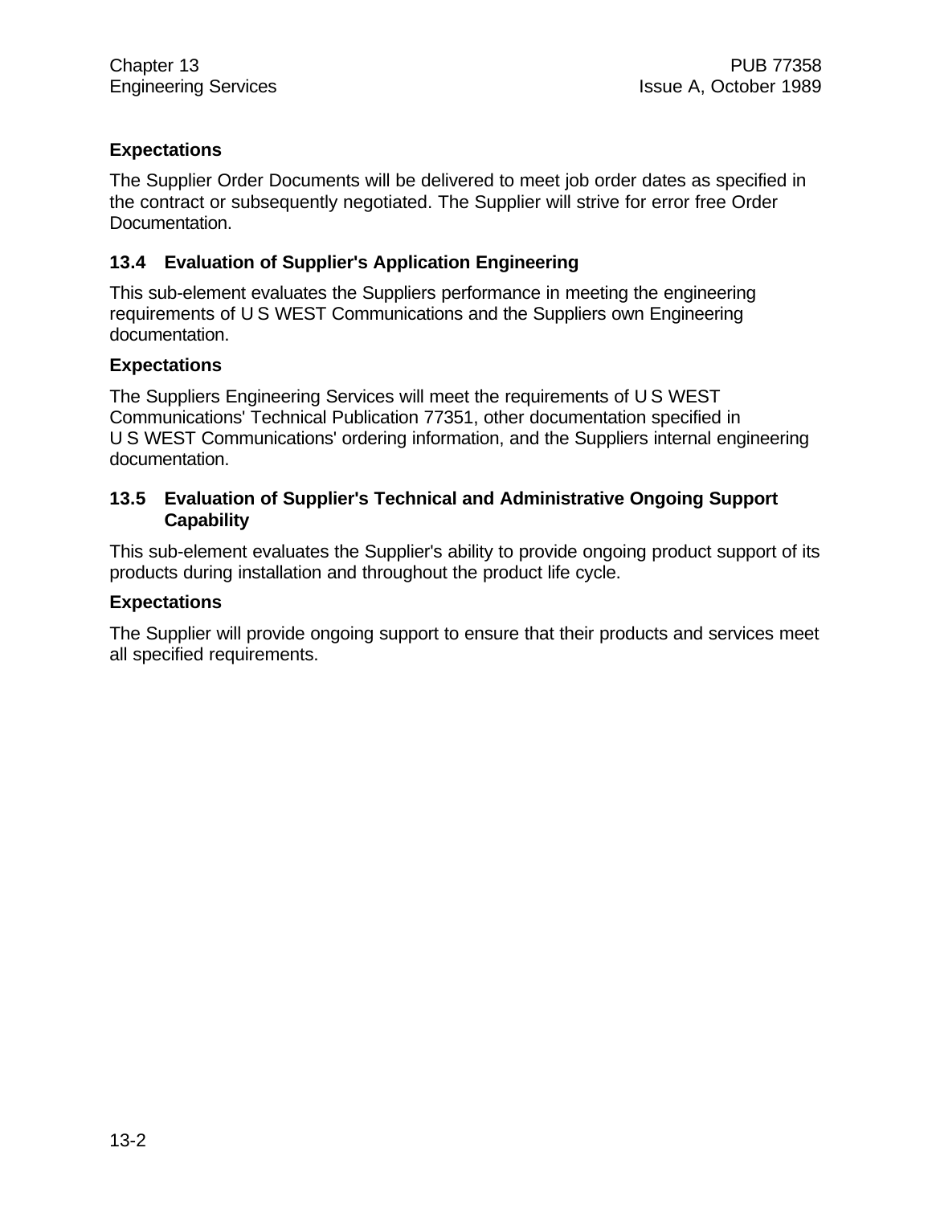**Expectations**

The Supplier Order Documents will be delivered to meet job order dates as specified in the contract or subsequently negotiated. The Supplier will strive for error free Order Documentation.

### 13.4 Evaluation of Supplier's Application Engineering

This sub-element evaluates the Suppliers performance in meeting the engineering requirements of U S WEST Communications and the Suppliers own Engineering documentation.

**Expectations**

The Suppliers Engineering Services will meet the requirements of U S WEST Communications' Technical Publication 77351, other documentation specified in U S WEST Communications' ordering information, and the Suppliers internal engineering documentation.

### 13.5 Evaluation of Supplier's Technical and Administrative Ongoing Support Capability

This sub-element evaluates the Supplier's ability to provide ongoing product support of its products during installation and throughout the product life cycle.

**Expectations**

The Supplier will provide ongoing support to ensure that their products and services meet all specified requirements.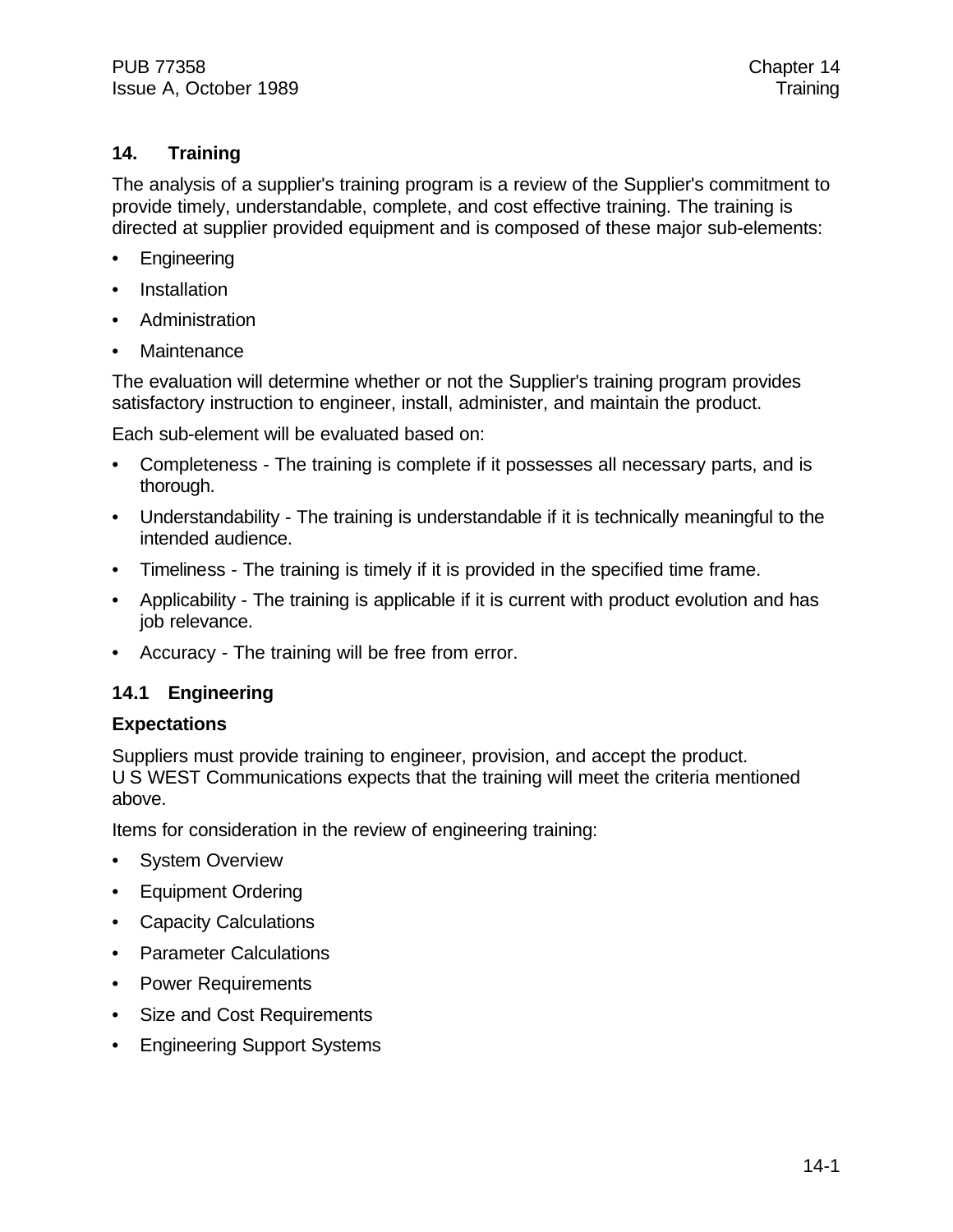## 14. Training

The analysis of a supplier's training program is a review of the Supplier's commitment to provide timely, understandable, complete, and cost effective training. The training is directed at supplier provided equipment and is composed of these major sub-elements:

- Engineering
- Installation
- Administration
- Maintenance

The evaluation will determine whether or not the Supplier's training program provides satisfactory instruction to engineer, install, administer, and maintain the product.

Each sub-element will be evaluated based on:

- Completeness - The training is complete if it possesses all necessary parts, and is thorough.
- Understandability - The training is understandable if it is technically meaningful to the intended audience.
- Timeliness - The training is timely if it is provided in the specified time frame.
- Applicability - The training is applicable if it is current with product evolution and has job relevance.
- Accuracy - The training will be free from error.

### 14.1 Engineering

#### Expectations

Suppliers must provide training to engineer, provision, and accept the product. U S WEST Communications expects that the training will meet the criteria mentioned above.

Items for consideration in the review of engineering training:

- System Overview
- Equipment Ordering
- Capacity Calculations
- Parameter Calculations
- Power Requirements
- Size and Cost Requirements
- Engineering Support Systems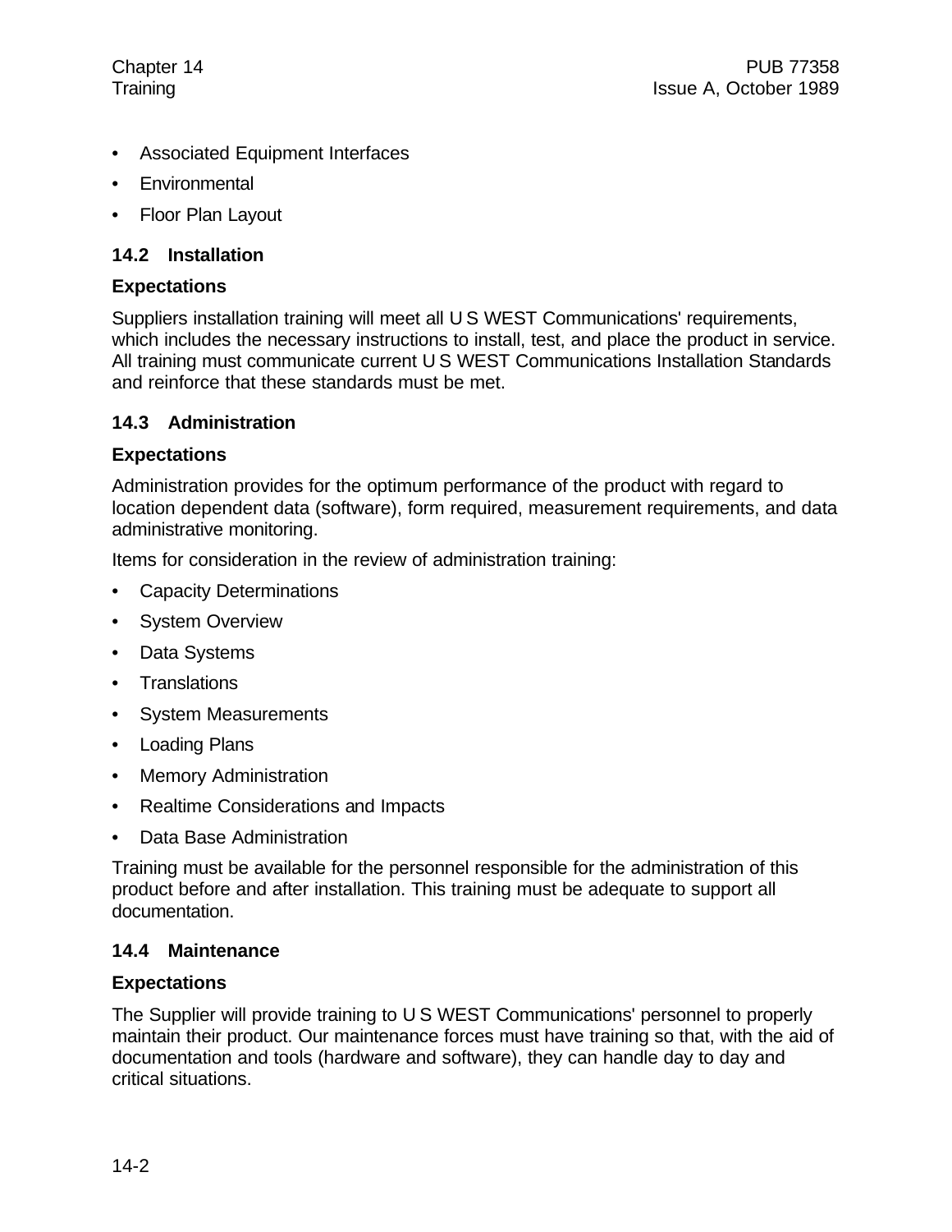- Associated Equipment Interfaces
- Environmental
- Floor Plan Layout

## 14.2 Installation

### Expectations

Suppliers installation training will meet all U S WEST Communications' requirements, which includes the necessary instructions to install, test, and place the product in service. All training must communicate current U S WEST Communications Installation Standards and reinforce that these standards must be met.

## 14.3 Administration

### Expectations

Administration provides for the optimum performance of the product with regard to location dependent data (software), form required, measurement requirements, and data administrative monitoring.

Items for consideration in the review of administration training:

- Capacity Determinations
- System Overview
- Data Systems
- Translations
- System Measurements
- Loading Plans
- Memory Administration
- Realtime Considerations and Impacts
- Data Base Administration

Training must be available for the personnel responsible for the administration of this product before and after installation. This training must be adequate to support all documentation.

## 14.4 Maintenance

### Expectations

The Supplier will provide training to U S WEST Communications' personnel to properly maintain their product. Our maintenance forces must have training so that, with the aid of documentation and tools (hardware and software), they can handle day to day and critical situations.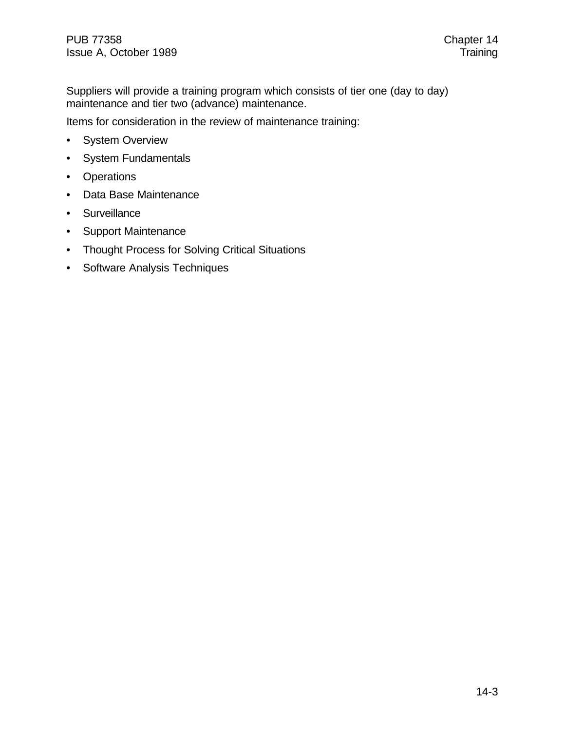Suppliers will provide a training program which consists of tier one (day to day) maintenance and tier two (advance) maintenance.

Items for consideration in the review of maintenance training:

- System Overview
- System Fundamentals
- Operations
- Data Base Maintenance
- Surveillance
- Support Maintenance
- Thought Process for Solving Critical Situations
- Software Analysis Techniques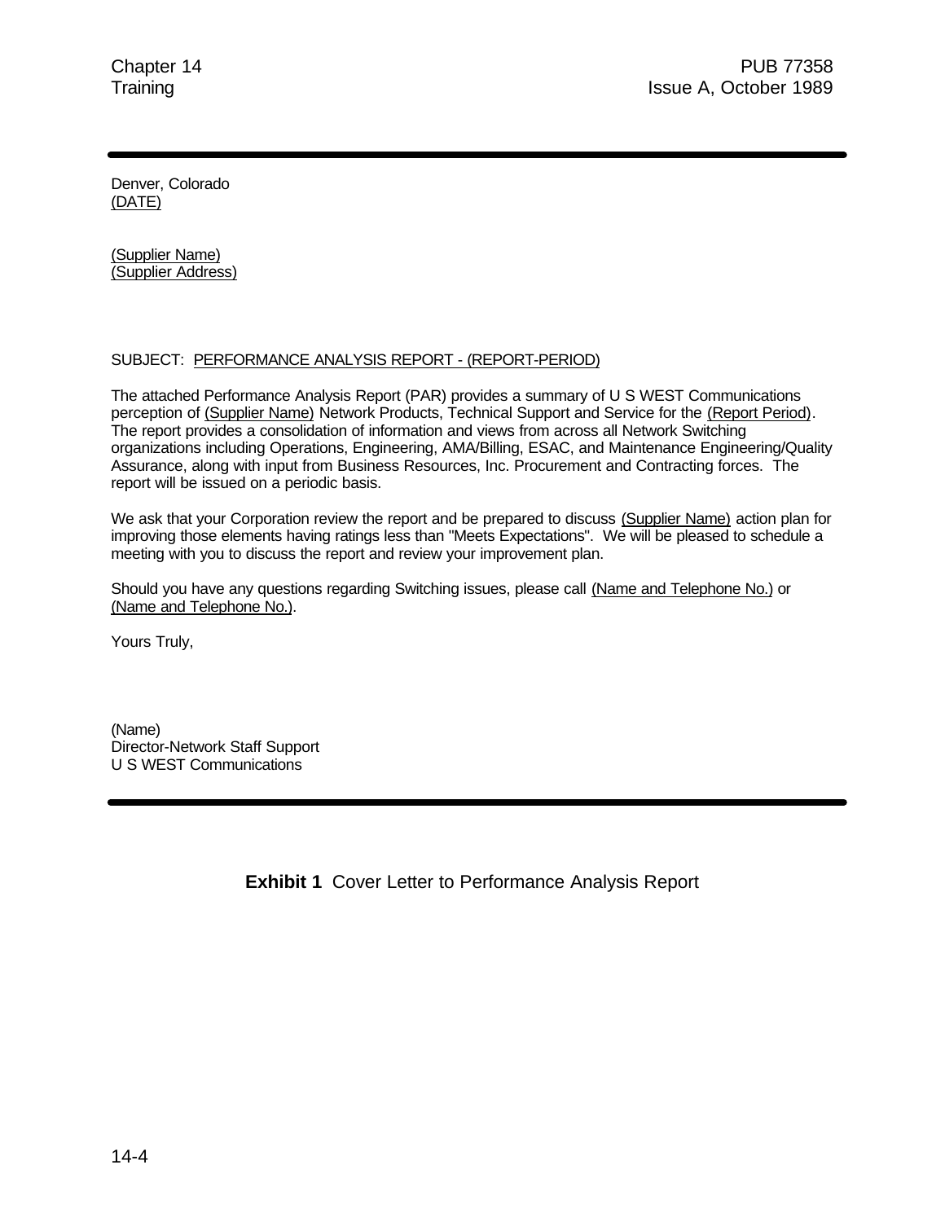Denver, Colorado
(DATE)

(Supplier Name)
(Supplier Address)

SUBJECT: PERFORMANCE ANALYSIS REPORT - (REPORT-PERIOD)

The attached Performance Analysis Report (PAR) provides a summary of U S WEST Communications perception of (Supplier Name) Network Products, Technical Support and Service for the (Report Period). The report provides a consolidation of information and views from across all Network Switching organizations including Operations, Engineering, AMA/Billing, ESAC, and Maintenance Engineering/Quality Assurance, along with input from Business Resources, Inc. Procurement and Contracting forces. The report will be issued on a periodic basis.

We ask that your Corporation review the report and be prepared to discuss (Supplier Name) action plan for improving those elements having ratings less than "Meets Expectations". We will be pleased to schedule a meeting with you to discuss the report and review your improvement plan.

Should you have any questions regarding Switching issues, please call (Name and Telephone No.) or (Name and Telephone No.).

Yours Truly,

(Name)
Director-Network Staff Support
U S WEST Communications

**Exhibit 1** Cover Letter to Performance Analysis Report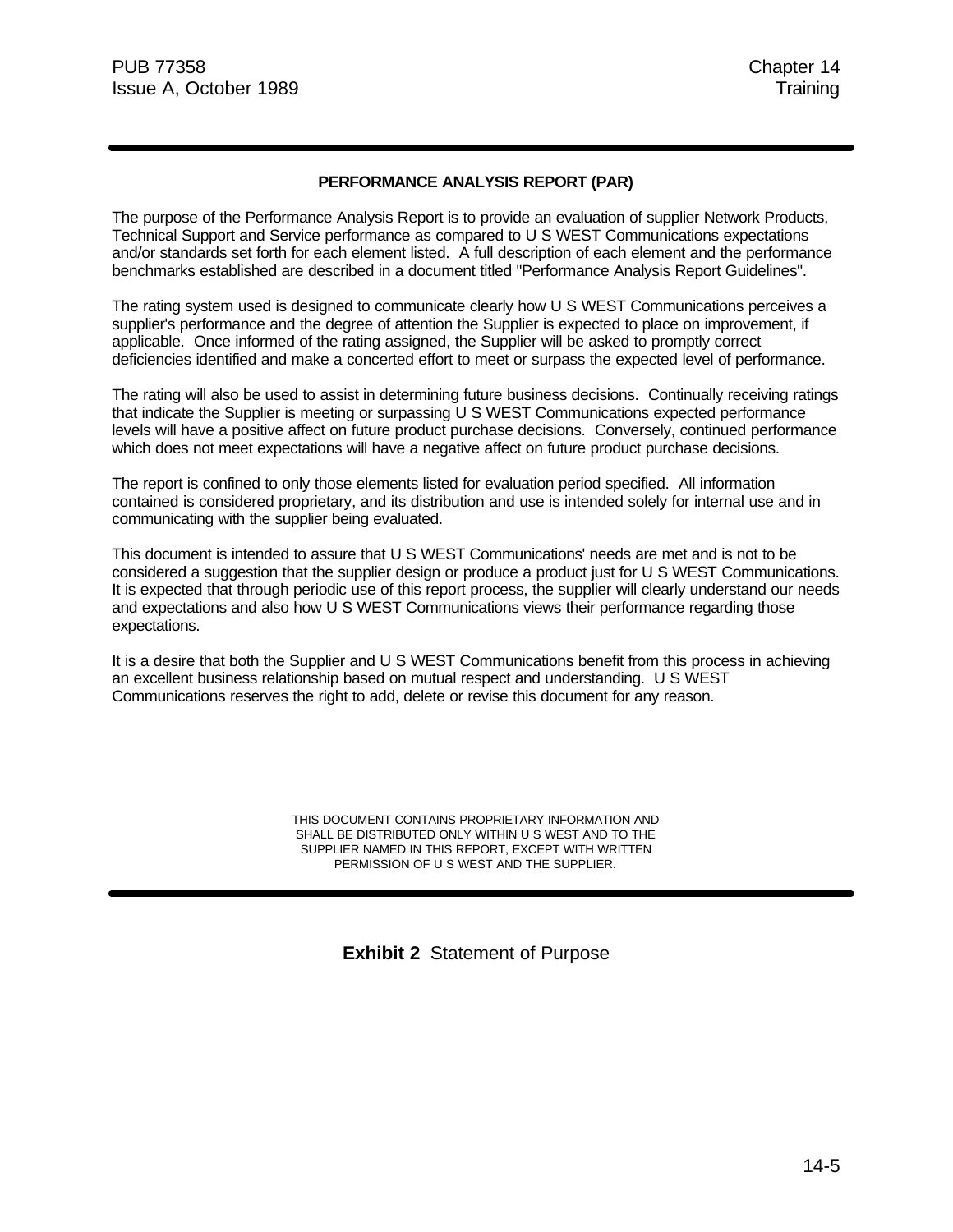**PERFORMANCE ANALYSIS REPORT (PAR)**

The purpose of the Performance Analysis Report is to provide an evaluation of supplier Network Products, Technical Support and Service performance as compared to U S WEST Communications expectations and/or standards set forth for each element listed. A full description of each element and the performance benchmarks established are described in a document titled "Performance Analysis Report Guidelines".

The rating system used is designed to communicate clearly how U S WEST Communications perceives a supplier's performance and the degree of attention the Supplier is expected to place on improvement, if applicable. Once informed of the rating assigned, the Supplier will be asked to promptly correct deficiencies identified and make a concerted effort to meet or surpass the expected level of performance.

The rating will also be used to assist in determining future business decisions. Continually receiving ratings that indicate the Supplier is meeting or surpassing U S WEST Communications expected performance levels will have a positive affect on future product purchase decisions. Conversely, continued performance which does not meet expectations will have a negative affect on future product purchase decisions.

The report is confined to only those elements listed for evaluation period specified. All information contained is considered proprietary, and its distribution and use is intended solely for internal use and in communicating with the supplier being evaluated.

This document is intended to assure that U S WEST Communications' needs are met and is not to be considered a suggestion that the supplier design or produce a product just for U S WEST Communications. It is expected that through periodic use of this report process, the supplier will clearly understand our needs and expectations and also how U S WEST Communications views their performance regarding those expectations.

It is a desire that both the Supplier and U S WEST Communications benefit from this process in achieving an excellent business relationship based on mutual respect and understanding. U S WEST Communications reserves the right to add, delete or revise this document for any reason.

THIS DOCUMENT CONTAINS PROPRIETARY INFORMATION AND SHALL BE DISTRIBUTED ONLY WITHIN U S WEST AND TO THE SUPPLIER NAMED IN THIS REPORT, EXCEPT WITH WRITTEN PERMISSION OF U S WEST AND THE SUPPLIER.

**Exhibit 2** Statement of Purpose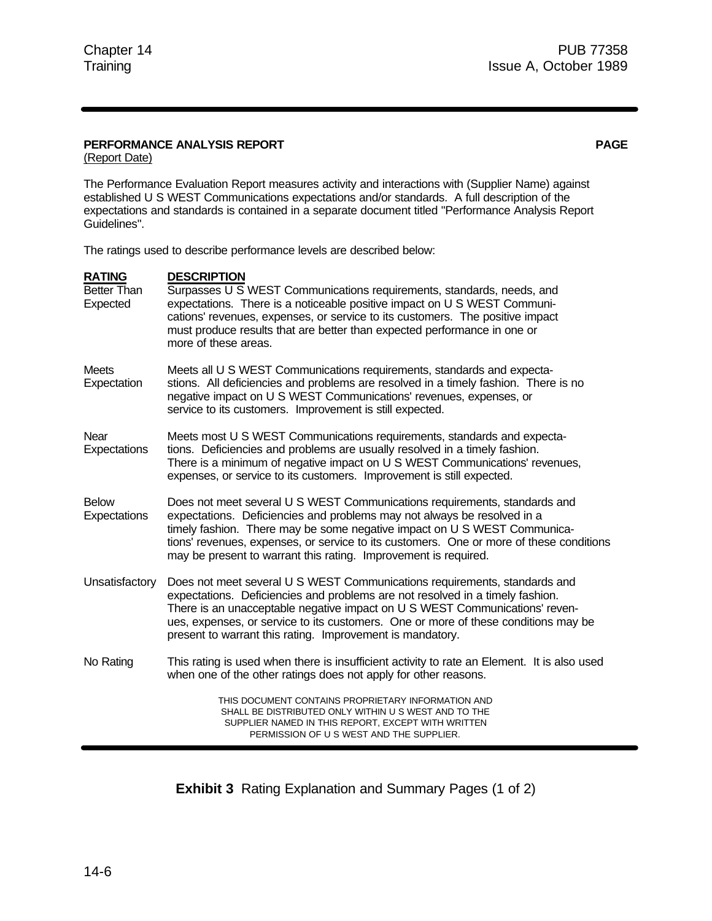**PERFORMANCE ANALYSIS REPORT** **PAGE**

(Report Date)

The Performance Evaluation Report measures activity and interactions with (Supplier Name) against established U S WEST Communications expectations and/or standards. A full description of the expectations and standards is contained in a separate document titled "Performance Analysis Report Guidelines".

The ratings used to describe performance levels are described below:

| RATING | DESCRIPTION |
|---|---|
| Better Than Expected | Surpasses U S WEST Communications requirements, standards, needs, and expectations. There is a noticeable positive impact on U S WEST Communications' revenues, expenses, or service to its customers. The positive impact must produce results that are better than expected performance in one or more of these areas. |
| Meets Expectation | Meets all U S WEST Communications requirements, standards and expectastions. All deficiencies and problems are resolved in a timely fashion. There is no negative impact on U S WEST Communications' revenues, expenses, or service to its customers. Improvement is still expected. |
| Near Expectations | Meets most U S WEST Communications requirements, standards and expectations. Deficiencies and problems are usually resolved in a timely fashion. There is a minimum of negative impact on U S WEST Communications' revenues, expenses, or service to its customers. Improvement is still expected. |
| Below Expectations | Does not meet several U S WEST Communications requirements, standards and expectations. Deficiencies and problems may not always be resolved in a timely fashion. There may be some negative impact on U S WEST Communications' revenues, expenses, or service to its customers. One or more of these conditions may be present to warrant this rating. Improvement is required. |
| Unsatisfactory | Does not meet several U S WEST Communications requirements, standards and expectations. Deficiencies and problems are not resolved in a timely fashion. There is an unacceptable negative impact on U S WEST Communications' revenues, expenses, or service to its customers. One or more of these conditions may be present to warrant this rating. Improvement is mandatory. |
| No Rating | This rating is used when there is insufficient activity to rate an Element. It is also used when one of the other ratings does not apply for other reasons. |

THIS DOCUMENT CONTAINS PROPRIETARY INFORMATION AND SHALL BE DISTRIBUTED ONLY WITHIN U S WEST AND TO THE SUPPLIER NAMED IN THIS REPORT, EXCEPT WITH WRITTEN PERMISSION OF U S WEST AND THE SUPPLIER.

**Exhibit 3** Rating Explanation and Summary Pages (1 of 2)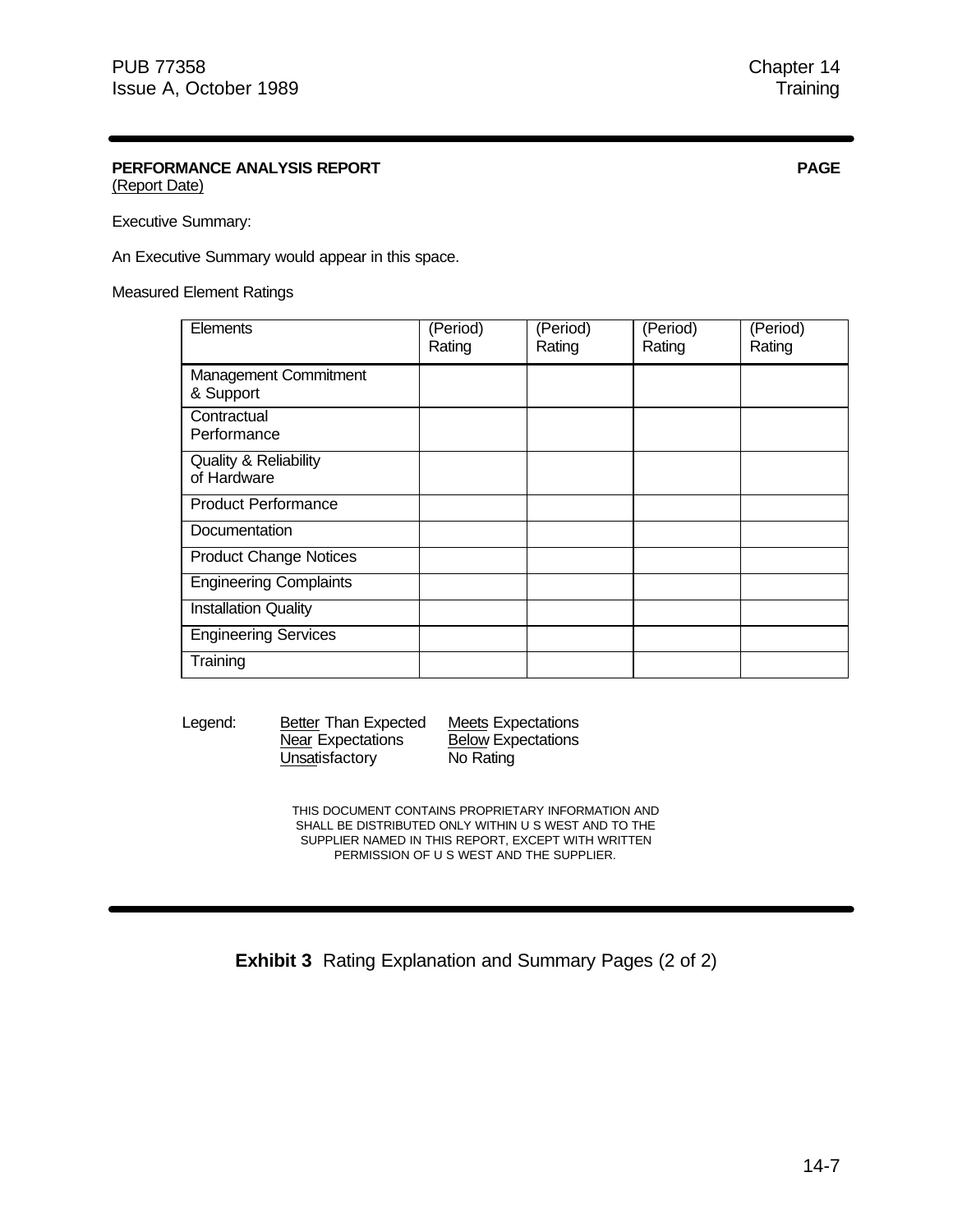**PERFORMANCE ANALYSIS REPORT** **PAGE**
(Report Date)

Executive Summary:

An Executive Summary would appear in this space.

Measured Element Ratings

| Elements | (Period) Rating | (Period) Rating | (Period) Rating | (Period) Rating |
|---|---|---|---|---|
| Management Commitment & Support | | | | |
| Contractual Performance | | | | |
| Quality & Reliability of Hardware | | | | |
| Product Performance | | | | |
| Documentation | | | | |
| Product Change Notices | | | | |
| Engineering Complaints | | | | |
| Installation Quality | | | | |
| Engineering Services | | | | |
| Training | | | | |

Legend:
- Better Than Expected
- Meets Expectations
- Near Expectations
- Below Expectations
- Unsatisfactory
- No Rating

THIS DOCUMENT CONTAINS PROPRIETARY INFORMATION AND SHALL BE DISTRIBUTED ONLY WITHIN U S WEST AND TO THE SUPPLIER NAMED IN THIS REPORT, EXCEPT WITH WRITTEN PERMISSION OF U S WEST AND THE SUPPLIER.

**Exhibit 3** Rating Explanation and Summary Pages (2 of 2)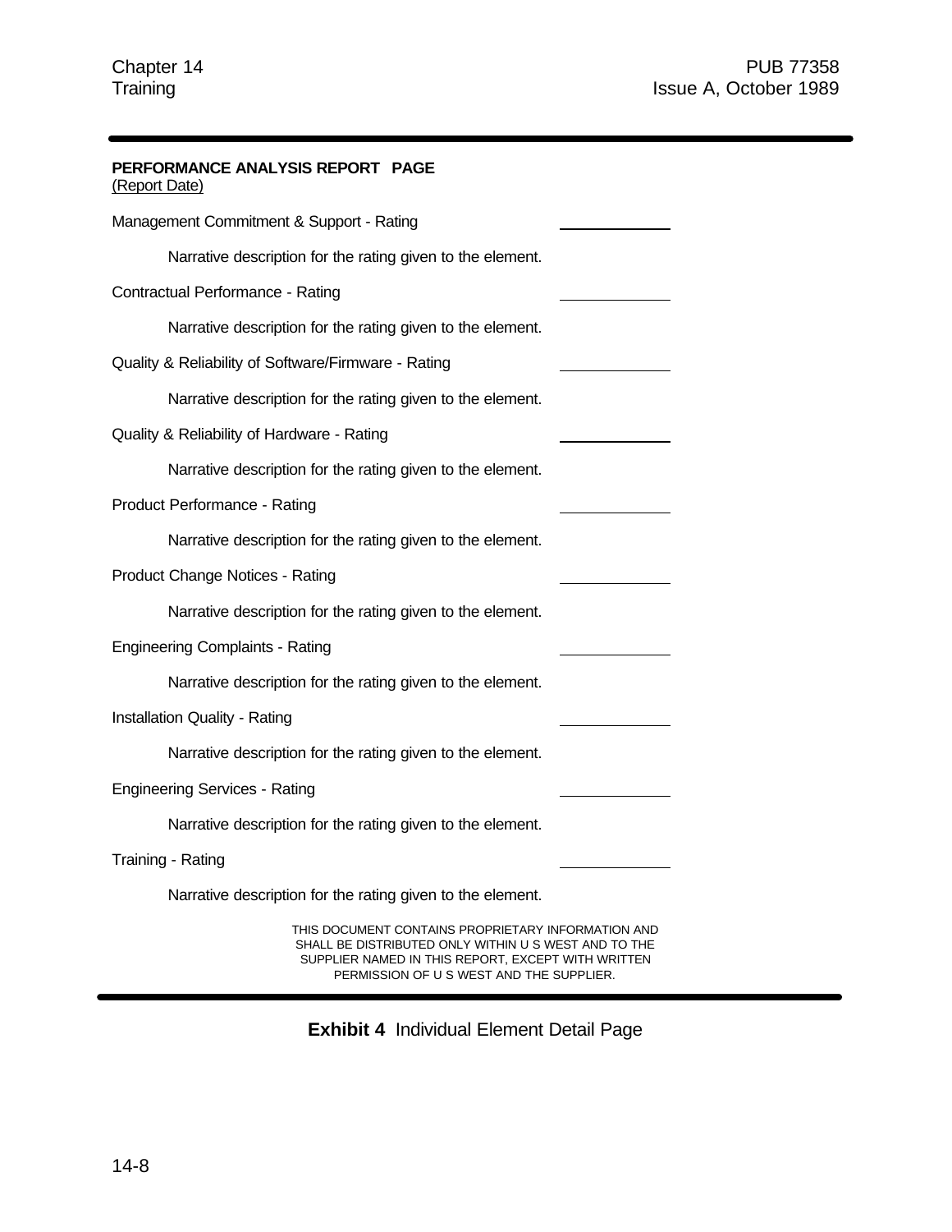**PERFORMANCE ANALYSIS REPORT PAGE**
(Report Date)

Management Commitment & Support - Rating ____________

Narrative description for the rating given to the element.

Contractual Performance - Rating ____________

Narrative description for the rating given to the element.

Quality & Reliability of Software/Firmware - Rating ____________

Narrative description for the rating given to the element.

Quality & Reliability of Hardware - Rating ____________

Narrative description for the rating given to the element.

Product Performance - Rating ____________

Narrative description for the rating given to the element.

Product Change Notices - Rating ____________

Narrative description for the rating given to the element.

Engineering Complaints - Rating ____________

Narrative description for the rating given to the element.

Installation Quality - Rating ____________

Narrative description for the rating given to the element.

Engineering Services - Rating ____________

Narrative description for the rating given to the element.

Training - Rating ____________

Narrative description for the rating given to the element.

THIS DOCUMENT CONTAINS PROPRIETARY INFORMATION AND SHALL BE DISTRIBUTED ONLY WITHIN U S WEST AND TO THE SUPPLIER NAMED IN THIS REPORT, EXCEPT WITH WRITTEN PERMISSION OF U S WEST AND THE SUPPLIER.

**Exhibit 4** Individual Element Detail Page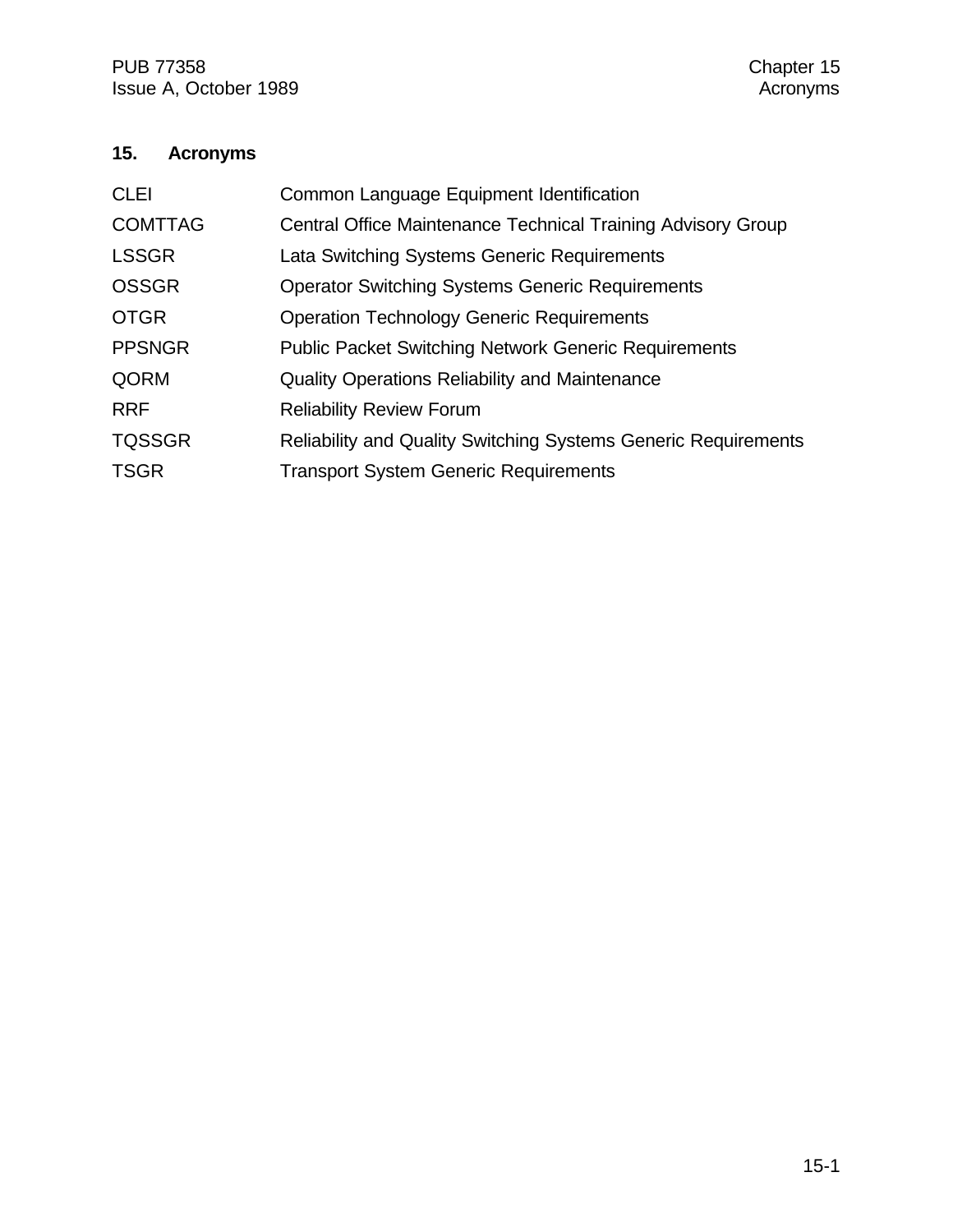## 15. Acronyms

| | |
|---|---|
| CLEI | Common Language Equipment Identification |
| COMTTAG | Central Office Maintenance Technical Training Advisory Group |
| LSSGR | Lata Switching Systems Generic Requirements |
| OSSGR | Operator Switching Systems Generic Requirements |
| OTGR | Operation Technology Generic Requirements |
| PPSNGR | Public Packet Switching Network Generic Requirements |
| QORM | Quality Operations Reliability and Maintenance |
| RRF | Reliability Review Forum |
| TQSSGR | Reliability and Quality Switching Systems Generic Requirements |
| TSGR | Transport System Generic Requirements |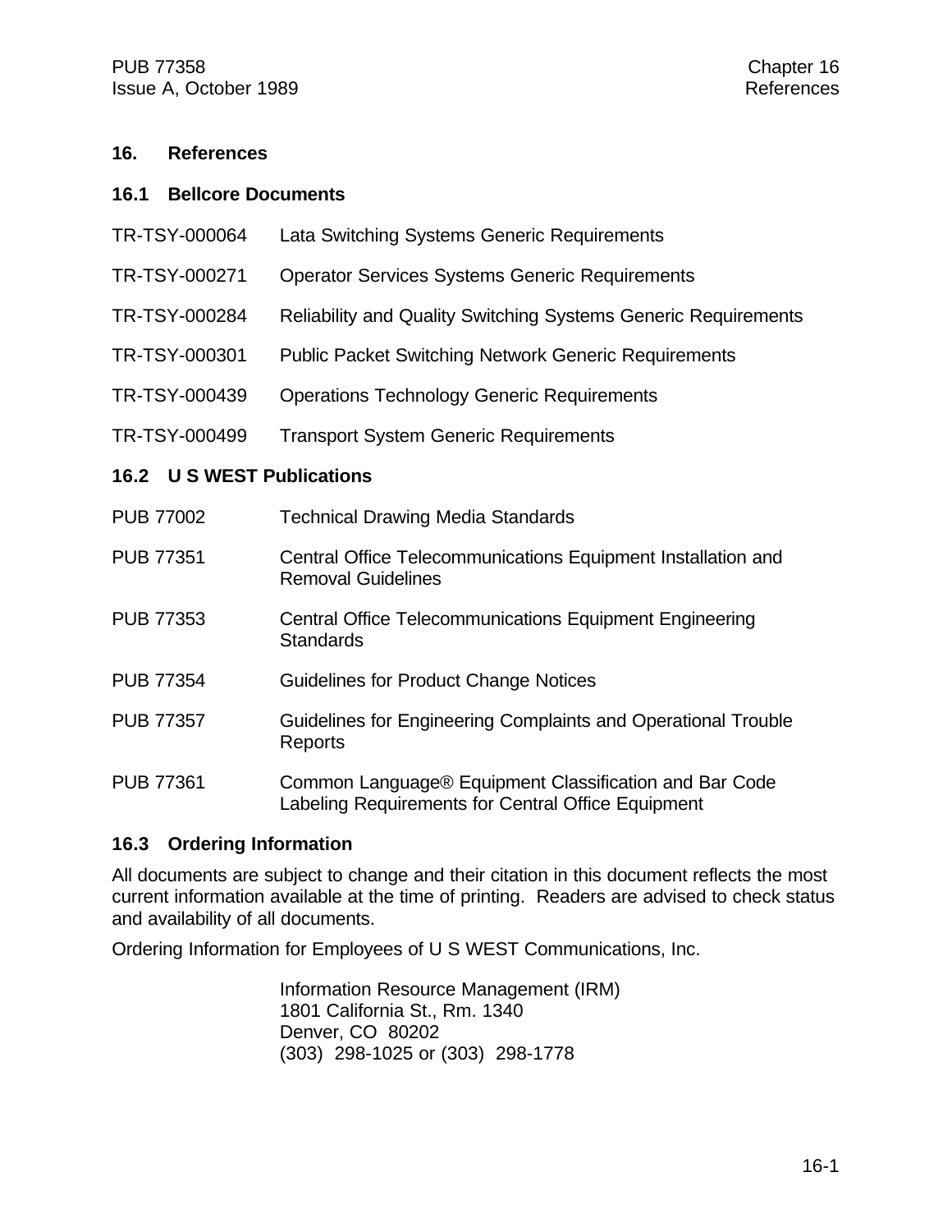# 16. References

## 16.1 Bellcore Documents

| | |
|---|---|
| TR-TSY-000064 | Lata Switching Systems Generic Requirements |
| TR-TSY-000271 | Operator Services Systems Generic Requirements |
| TR-TSY-000284 | Reliability and Quality Switching Systems Generic Requirements |
| TR-TSY-000301 | Public Packet Switching Network Generic Requirements |
| TR-TSY-000439 | Operations Technology Generic Requirements |
| TR-TSY-000499 | Transport System Generic Requirements |

## 16.2 U S WEST Publications

| | |
|---|---|
| PUB 77002 | Technical Drawing Media Standards |
| PUB 77351 | Central Office Telecommunications Equipment Installation and Removal Guidelines |
| PUB 77353 | Central Office Telecommunications Equipment Engineering Standards |
| PUB 77354 | Guidelines for Product Change Notices |
| PUB 77357 | Guidelines for Engineering Complaints and Operational Trouble Reports |
| PUB 77361 | Common Language® Equipment Classification and Bar Code Labeling Requirements for Central Office Equipment |

## 16.3 Ordering Information

All documents are subject to change and their citation in this document reflects the most current information available at the time of printing. Readers are advised to check status and availability of all documents.

Ordering Information for Employees of U S WEST Communications, Inc.

Information Resource Management (IRM)
1801 California St., Rm. 1340
Denver, CO 80202
(303) 298-1025 or (303) 298-1778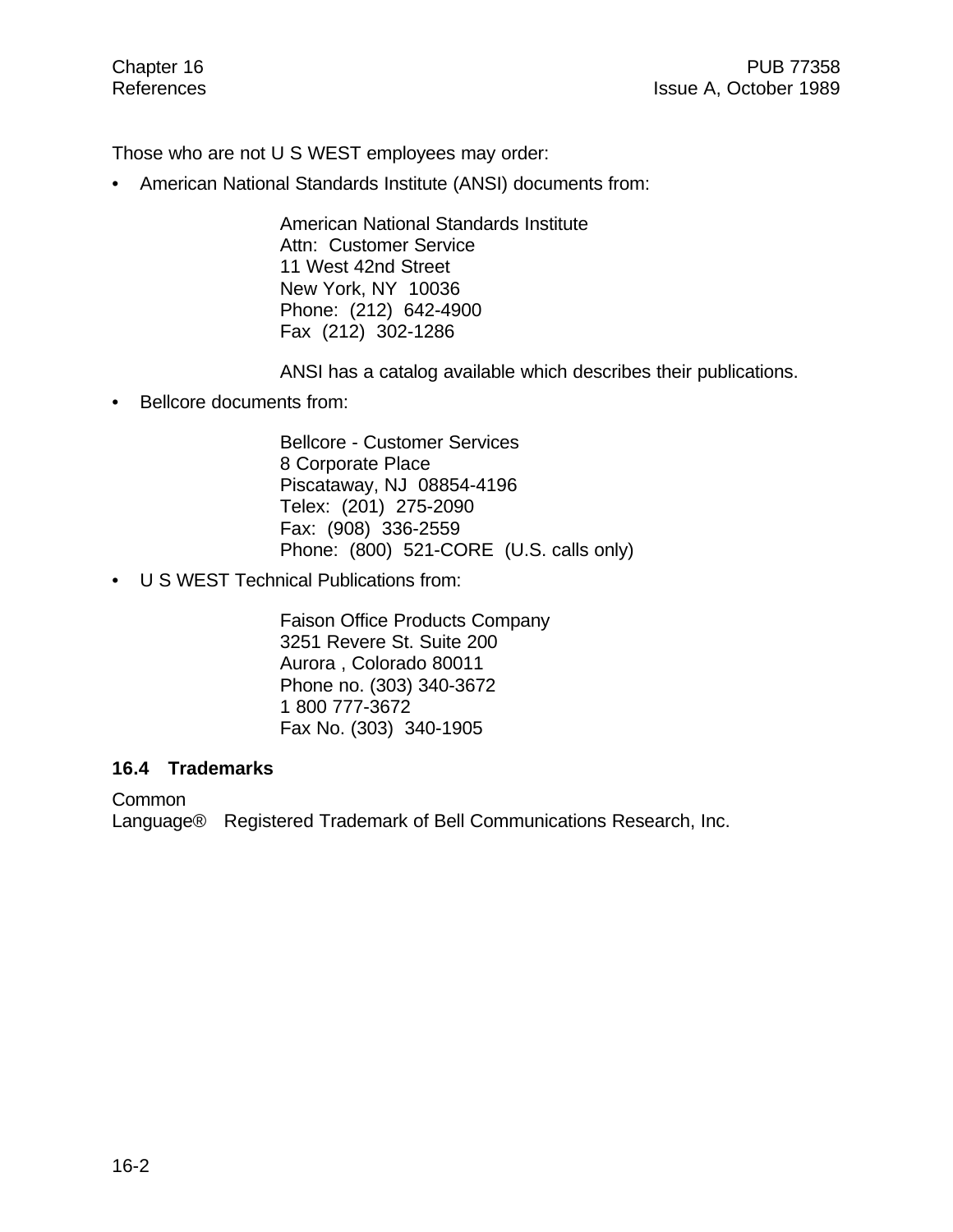Those who are not U S WEST employees may order:

- American National Standards Institute (ANSI) documents from:

  American National Standards Institute
  Attn: Customer Service
  11 West 42nd Street
  New York, NY 10036
  Phone: (212) 642-4900
  Fax (212) 302-1286

  ANSI has a catalog available which describes their publications.

- Bellcore documents from:

  Bellcore - Customer Services
  8 Corporate Place
  Piscataway, NJ 08854-4196
  Telex: (201) 275-2090
  Fax: (908) 336-2559
  Phone: (800) 521-CORE (U.S. calls only)

- U S WEST Technical Publications from:

  Faison Office Products Company
  3251 Revere St. Suite 200
  Aurora , Colorado 80011
  Phone no. (303) 340-3672
  1 800 777-3672
  Fax No. (303) 340-1905

### 16.4 Trademarks

Common Language® Registered Trademark of Bell Communications Research, Inc.